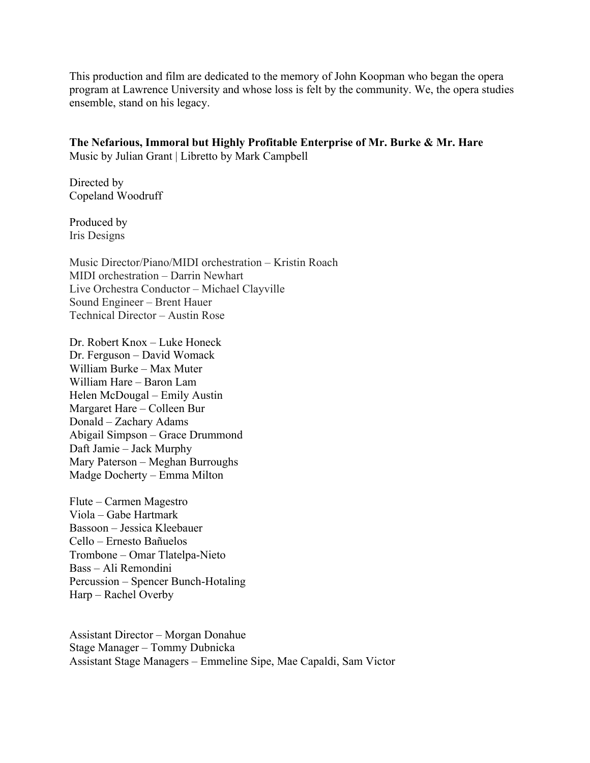This production and film are dedicated to the memory of John Koopman who began the opera program at Lawrence University and whose loss is felt by the community. We, the opera studies ensemble, stand on his legacy.

**The Nefarious, Immoral but Highly Profitable Enterprise of Mr. Burke & Mr. Hare**
Music by Julian Grant | Libretto by Mark Campbell

Directed by
Copeland Woodruff

Produced by
Iris Designs

Music Director/Piano/MIDI orchestration – Kristin Roach
MIDI orchestration – Darrin Newhart
Live Orchestra Conductor – Michael Clayville
Sound Engineer – Brent Hauer
Technical Director – Austin Rose

Dr. Robert Knox – Luke Honeck
Dr. Ferguson – David Womack
William Burke – Max Muter
William Hare – Baron Lam
Helen McDougal – Emily Austin
Margaret Hare – Colleen Bur
Donald – Zachary Adams
Abigail Simpson – Grace Drummond
Daft Jamie – Jack Murphy
Mary Paterson – Meghan Burroughs
Madge Docherty – Emma Milton

Flute – Carmen Magestro
Viola – Gabe Hartmark
Bassoon – Jessica Kleebauer
Cello – Ernesto Bañuelos
Trombone – Omar Tlatelpa-Nieto
Bass – Ali Remondini
Percussion – Spencer Bunch-Hotaling
Harp – Rachel Overby

Assistant Director – Morgan Donahue
Stage Manager – Tommy Dubnicka
Assistant Stage Managers – Emmeline Sipe, Mae Capaldi, Sam Victor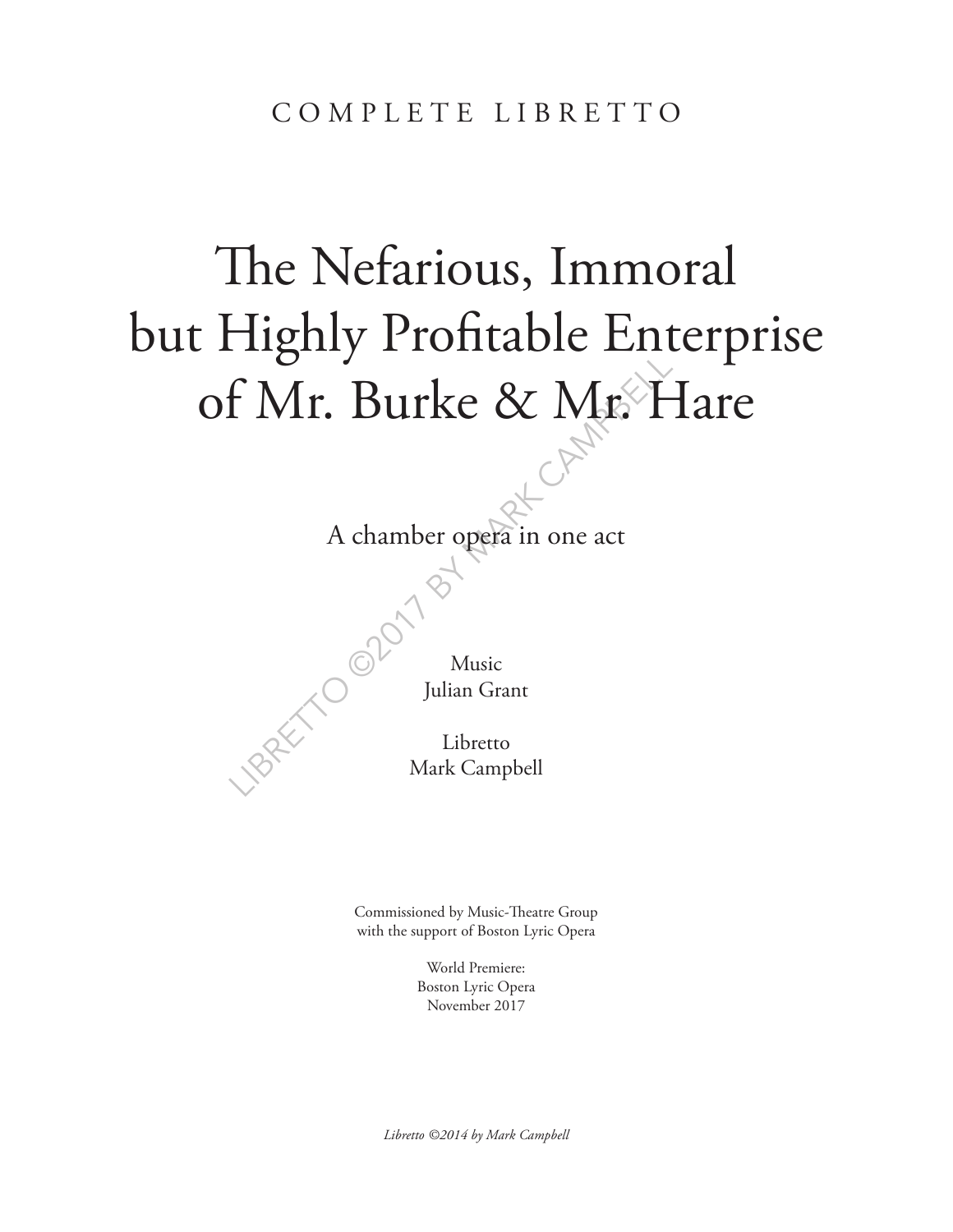COMPLETE LIBRETTO

# The Nefarious, Immoral but Highly Profitable Enterprise of Mr. Burke & Mr. Hare

A chamber opera in one act

Music
Julian Grant

Libretto
Mark Campbell

Commissioned by Music-Theatre Group
with the support of Boston Lyric Opera

World Premiere:
Boston Lyric Opera
November 2017

*Libretto ©2014 by Mark Campbell*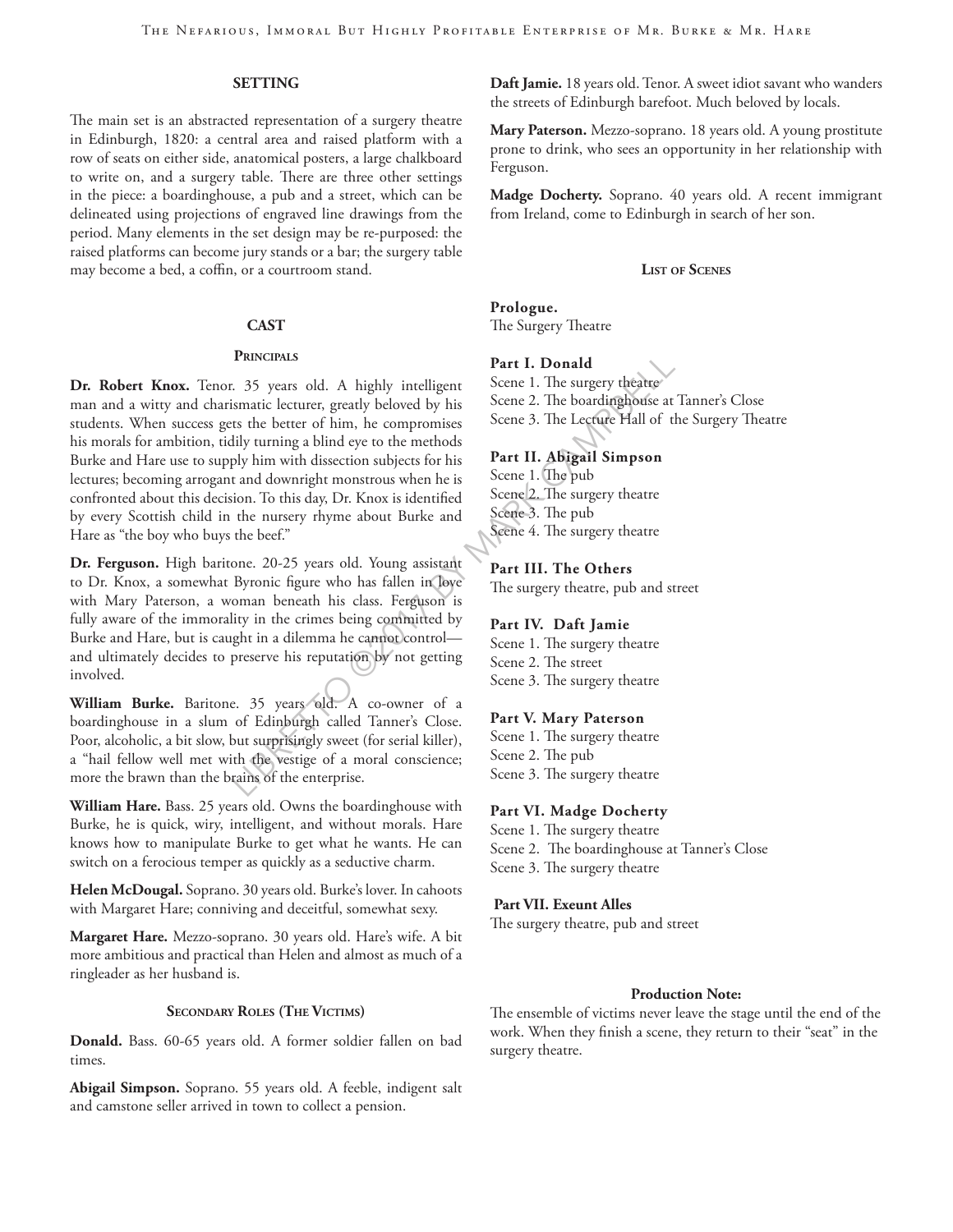## SETTING

The main set is an abstracted representation of a surgery theatre in Edinburgh, 1820: a central area and raised platform with a row of seats on either side, anatomical posters, a large chalkboard to write on, and a surgery table. There are three other settings in the piece: a boardinghouse, a pub and a street, which can be delineated using projections of engraved line drawings from the period. Many elements in the set design may be re-purposed: the raised platforms can become jury stands or a bar; the surgery table may become a bed, a coffin, or a courtroom stand.

## CAST

### Principals

**Dr. Robert Knox.** Tenor. 35 years old. A highly intelligent man and a witty and charismatic lecturer, greatly beloved by his students. When success gets the better of him, he compromises his morals for ambition, tidily turning a blind eye to the methods Burke and Hare use to supply him with dissection subjects for his lectures; becoming arrogant and downright monstrous when he is confronted about this decision. To this day, Dr. Knox is identified by every Scottish child in the nursery rhyme about Burke and Hare as "the boy who buys the beef."

**Dr. Ferguson.** High baritone. 20-25 years old. Young assistant to Dr. Knox, a somewhat Byronic figure who has fallen in love with Mary Paterson, a woman beneath his class. Ferguson is fully aware of the immorality in the crimes being committed by Burke and Hare, but is caught in a dilemma he cannot control—and ultimately decides to preserve his reputation by not getting involved.

**William Burke.** Baritone. 35 years old. A co-owner of a boardinghouse in a slum of Edinburgh called Tanner's Close. Poor, alcoholic, a bit slow, but surprisingly sweet (for serial killer), a "hail fellow well met with the vestige of a moral conscience; more the brawn than the brains of the enterprise.

**William Hare.** Bass. 25 years old. Owns the boardinghouse with Burke, he is quick, wiry, intelligent, and without morals. Hare knows how to manipulate Burke to get what he wants. He can switch on a ferocious temper as quickly as a seductive charm.

**Helen McDougal.** Soprano. 30 years old. Burke's lover. In cahoots with Margaret Hare; conniving and deceitful, somewhat sexy.

**Margaret Hare.** Mezzo-soprano. 30 years old. Hare's wife. A bit more ambitious and practical than Helen and almost as much of a ringleader as her husband is.

### Secondary Roles (The Victims)

**Donald.** Bass. 60-65 years old. A former soldier fallen on bad times.

**Abigail Simpson.** Soprano. 55 years old. A feeble, indigent salt and camstone seller arrived in town to collect a pension.

**Daft Jamie.** 18 years old. Tenor. A sweet idiot savant who wanders the streets of Edinburgh barefoot. Much beloved by locals.

**Mary Paterson.** Mezzo-soprano. 18 years old. A young prostitute prone to drink, who sees an opportunity in her relationship with Ferguson.

**Madge Docherty.** Soprano. 40 years old. A recent immigrant from Ireland, come to Edinburgh in search of her son.

## List of Scenes

**Prologue.**
The Surgery Theatre

**Part I. Donald**
Scene 1. The surgery theatre
Scene 2. The boardinghouse at Tanner's Close
Scene 3. The Lecture Hall of the Surgery Theatre

**Part II. Abigail Simpson**
Scene 1. The pub
Scene 2. The surgery theatre
Scene 3. The pub
Scene 4. The surgery theatre

**Part III. The Others**
The surgery theatre, pub and street

**Part IV. Daft Jamie**
Scene 1. The surgery theatre
Scene 2. The street
Scene 3. The surgery theatre

**Part V. Mary Paterson**
Scene 1. The surgery theatre
Scene 2. The pub
Scene 3. The surgery theatre

**Part VI. Madge Docherty**
Scene 1. The surgery theatre
Scene 2. The boardinghouse at Tanner's Close
Scene 3. The surgery theatre

**Part VII. Exeunt Alles**
The surgery theatre, pub and street

**Production Note:**
The ensemble of victims never leave the stage until the end of the work. When they finish a scene, they return to their "seat" in the surgery theatre.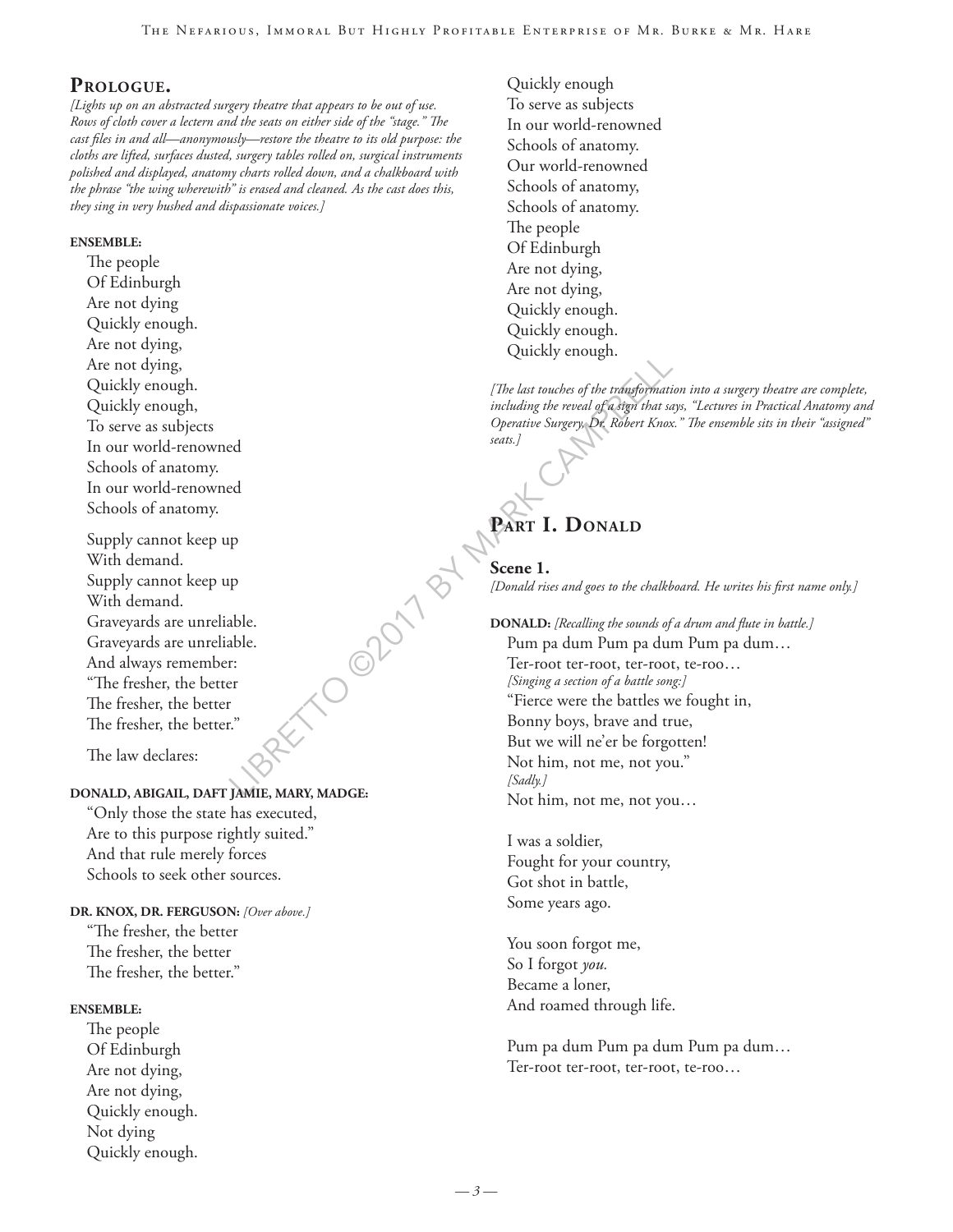## Prologue.

*[Lights up on an abstracted surgery theatre that appears to be out of use. Rows of cloth cover a lectern and the seats on either side of the "stage." The cast files in and all—anonymously—restore the theatre to its old purpose: the cloths are lifted, surfaces dusted, surgery tables rolled on, surgical instruments polished and displayed, anatomy charts rolled down, and a chalkboard with the phrase "the wing wherewith" is erased and cleaned. As the cast does this, they sing in very hushed and dispassionate voices.]*

**ENSEMBLE:**

The people
Of Edinburgh
Are not dying
Quickly enough.
Are not dying,
Are not dying,
Quickly enough.
Quickly enough,
To serve as subjects
In our world-renowned
Schools of anatomy.
In our world-renowned
Schools of anatomy.

Supply cannot keep up
With demand.
Supply cannot keep up
With demand.
Graveyards are unreliable.
Graveyards are unreliable.
And always remember:
"The fresher, the better
The fresher, the better
The fresher, the better."

The law declares:

**DONALD, ABIGAIL, DAFT JAMIE, MARY, MADGE:**

"Only those the state has executed,
Are to this purpose rightly suited."
And that rule merely forces
Schools to seek other sources.

**DR. KNOX, DR. FERGUSON:** *[Over above.]*

"The fresher, the better
The fresher, the better
The fresher, the better."

**ENSEMBLE:**

The people
Of Edinburgh
Are not dying,
Are not dying,
Quickly enough.
Not dying
Quickly enough.
Quickly enough
To serve as subjects
In our world-renowned
Schools of anatomy.
Our world-renowned
Schools of anatomy,
Schools of anatomy.
The people
Of Edinburgh
Are not dying,
Are not dying,
Quickly enough.
Quickly enough.
Quickly enough.

*[The last touches of the transformation into a surgery theatre are complete, including the reveal of a sign that says, "Lectures in Practical Anatomy and Operative Surgery, Dr. Robert Knox." The ensemble sits in their "assigned" seats.]*

# Part I. Donald

### Scene 1.

*[Donald rises and goes to the chalkboard. He writes his first name only.]*

**DONALD:** *[Recalling the sounds of a drum and flute in battle.]*

Pum pa dum Pum pa dum Pum pa dum…
Ter-root ter-root, ter-root, te-roo…
*[Singing a section of a battle song:]*
"Fierce were the battles we fought in,
Bonny boys, brave and true,
But we will ne'er be forgotten!
Not him, not me, not you."
*[Sadly.]*
Not him, not me, not you…

I was a soldier,
Fought for your country,
Got shot in battle,
Some years ago.

You soon forgot me,
So I forgot *you*.
Became a loner,
And roamed through life.

Pum pa dum Pum pa dum Pum pa dum…
Ter-root ter-root, ter-root, te-roo…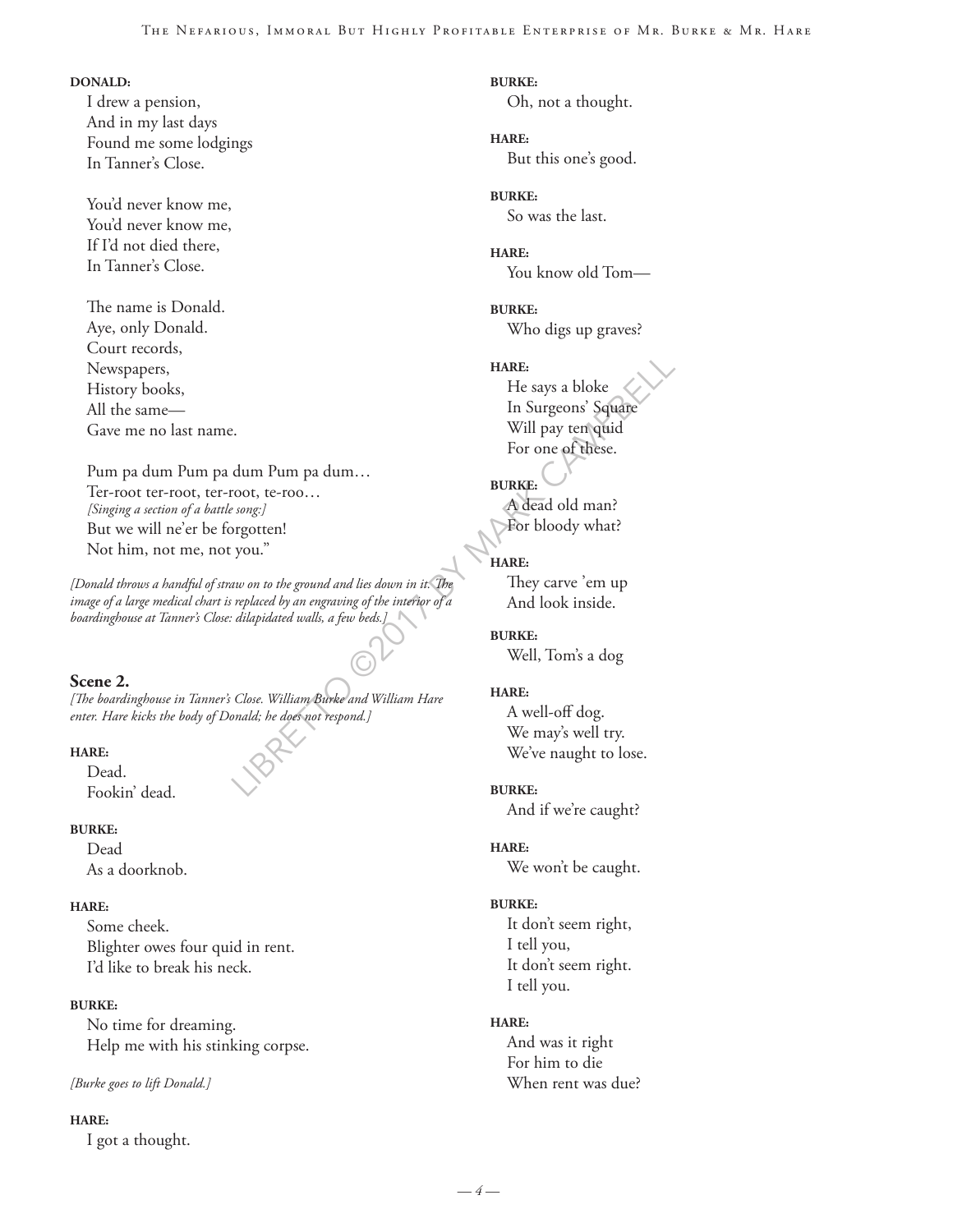**DONALD:**
I drew a pension,
And in my last days
Found me some lodgings
In Tanner's Close.

You'd never know me,
You'd never know me,
If I'd not died there,
In Tanner's Close.

The name is Donald.
Aye, only Donald.
Court records,
Newspapers,
History books,
All the same—
Gave me no last name.

Pum pa dum Pum pa dum Pum pa dum…
Ter-root ter-root, ter-root, te-roo…
*[Singing a section of a battle song:]*
But we will ne'er be forgotten!
Not him, not me, not you."

*[Donald throws a handful of straw on to the ground and lies down in it. The image of a large medical chart is replaced by an engraving of the interior of a boardinghouse at Tanner's Close: dilapidated walls, a few beds.]*

## Scene 2.

*[The boardinghouse in Tanner's Close. William Burke and William Hare enter. Hare kicks the body of Donald; he does not respond.]*

**HARE:**
Dead.
Fookin' dead.

**BURKE:**
Dead
As a doorknob.

**HARE:**
Some cheek.
Blighter owes four quid in rent.
I'd like to break his neck.

**BURKE:**
No time for dreaming.
Help me with his stinking corpse.

*[Burke goes to lift Donald.]*

**HARE:**
I got a thought.

**BURKE:**
Oh, not a thought.

**HARE:**
But this one's good.

**BURKE:**
So was the last.

**HARE:**
You know old Tom—

**BURKE:**
Who digs up graves?

**HARE:**
He says a bloke
In Surgeons' Square
Will pay ten quid
For one of these.

**BURKE:**
A dead old man?
For bloody what?

**HARE:**
They carve 'em up
And look inside.

**BURKE:**
Well, Tom's a dog

**HARE:**
A well-off dog.
We may's well try.
We've naught to lose.

**BURKE:**
And if we're caught?

**HARE:**
We won't be caught.

**BURKE:**
It don't seem right,
I tell you,
It don't seem right.
I tell you.

**HARE:**
And was it right
For him to die
When rent was due?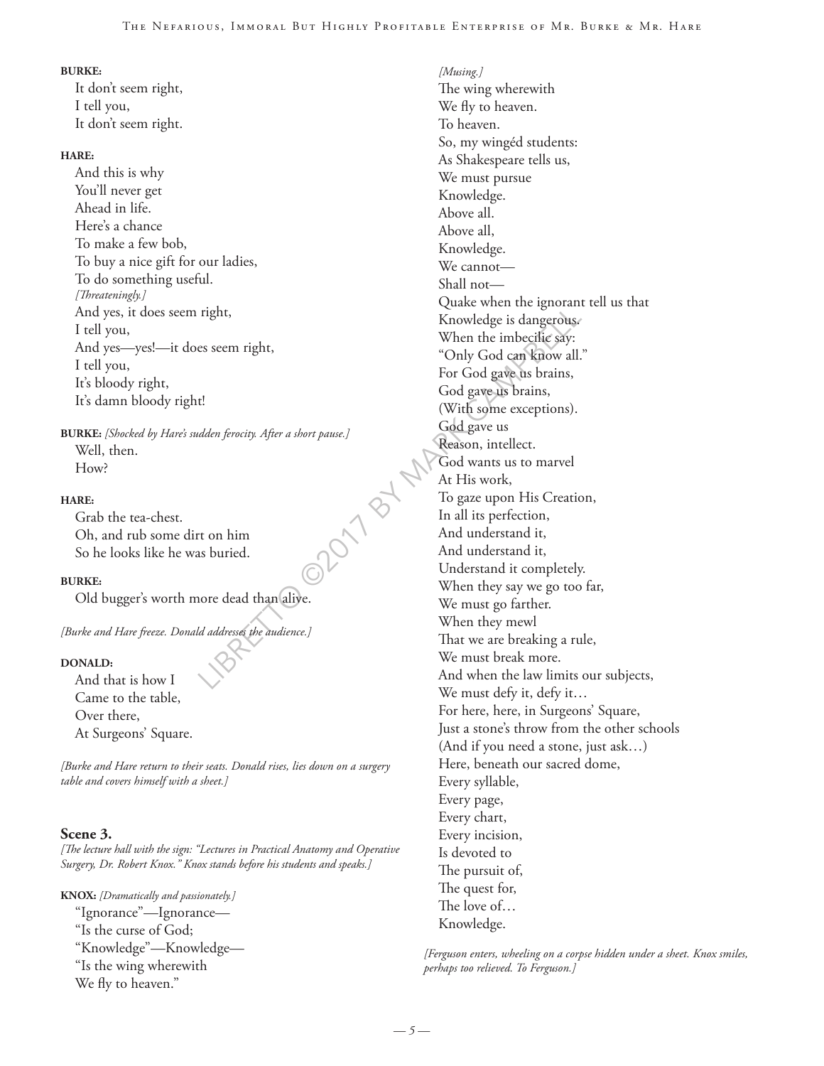**BURKE:**
It don't seem right,
I tell you,
It don't seem right.

**HARE:**
And this is why
You'll never get
Ahead in life.
Here's a chance
To make a few bob,
To buy a nice gift for our ladies,
To do something useful.
*[Threateningly.]*
And yes, it does seem right,
I tell you,
And yes—yes!—it does seem right,
I tell you,
It's bloody right,
It's damn bloody right!

**BURKE:** *[Shocked by Hare's sudden ferocity. After a short pause.]*
Well, then.
How?

**HARE:**
Grab the tea-chest.
Oh, and rub some dirt on him
So he looks like he was buried.

**BURKE:**
Old bugger's worth more dead than alive.

*[Burke and Hare freeze. Donald addresses the audience.]*

**DONALD:**
And that is how I
Came to the table,
Over there,
At Surgeons' Square.

*[Burke and Hare return to their seats. Donald rises, lies down on a surgery table and covers himself with a sheet.]*

### Scene 3.

*[The lecture hall with the sign: "Lectures in Practical Anatomy and Operative Surgery, Dr. Robert Knox." Knox stands before his students and speaks.]*

**KNOX:** *[Dramatically and passionately.]*
"Ignorance"—Ignorance—
"Is the curse of God;
"Knowledge"—Knowledge—
"Is the wing wherewith
We fly to heaven."
*[Musing.]*
The wing wherewith
We fly to heaven.
To heaven.
So, my wingéd students:
As Shakespeare tells us,
We must pursue
Knowledge.
Above all.
Above all,
Knowledge.
We cannot—
Shall not—
Quake when the ignorant tell us that
Knowledge is dangerous.
When the imbecilic say:
"Only God can know all."
For God gave us brains,
God gave us brains,
(With some exceptions).
God gave us
Reason, intellect.
God wants us to marvel
At His work,
To gaze upon His Creation,
In all its perfection,
And understand it,
And understand it,
Understand it completely.
When they say we go too far,
We must go farther.
When they mewl
That we are breaking a rule,
We must break more.
And when the law limits our subjects,
We must defy it, defy it…
For here, here, in Surgeons' Square,
Just a stone's throw from the other schools
(And if you need a stone, just ask…)
Here, beneath our sacred dome,
Every syllable,
Every page,
Every chart,
Every incision,
Is devoted to
The pursuit of,
The quest for,
The love of…
Knowledge.

*[Ferguson enters, wheeling on a corpse hidden under a sheet. Knox smiles, perhaps too relieved. To Ferguson.]*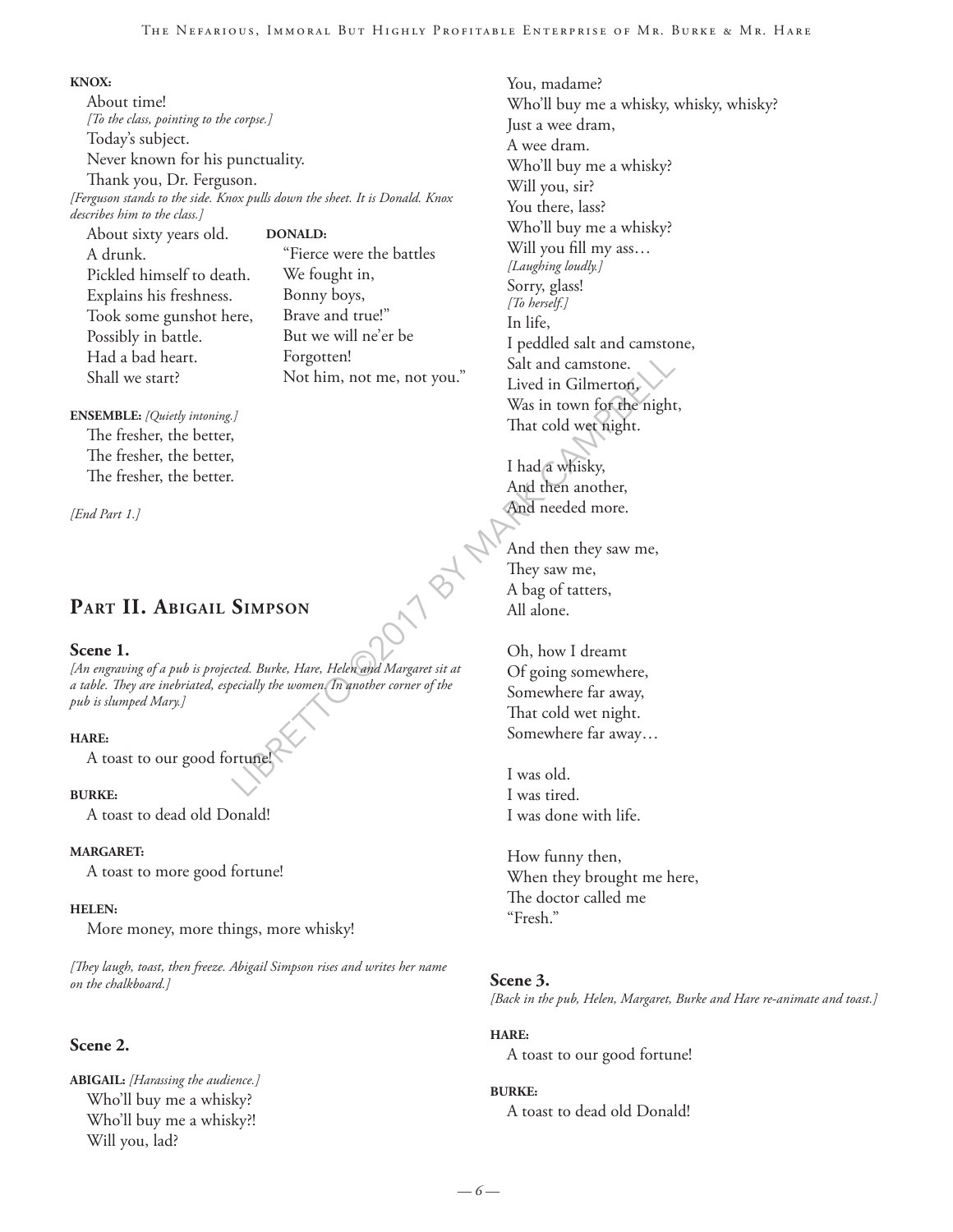**KNOX:**

About time!
*[To the class, pointing to the corpse.]*
Today's subject.
Never known for his punctuality.
Thank you, Dr. Ferguson.

*[Ferguson stands to the side. Knox pulls down the sheet. It is Donald. Knox describes him to the class.]*

About sixty years old.
A drunk.
Pickled himself to death.
Explains his freshness.
Took some gunshot here,
Possibly in battle.
Had a bad heart.
Shall we start?

**DONALD:**

"Fierce were the battles
We fought in,
Bonny boys,
Brave and true!"
But we will ne'er be
Forgotten!
Not him, not me, not you."

**ENSEMBLE:** *[Quietly intoning.]*

The fresher, the better,
The fresher, the better,
The fresher, the better.

*[End Part 1.]*

## Part II. Abigail Simpson

### Scene 1.

*[An engraving of a pub is projected. Burke, Hare, Helen and Margaret sit at a table. They are inebriated, especially the women. In another corner of the pub is slumped Mary.]*

**HARE:**

A toast to our good fortune!

**BURKE:**

A toast to dead old Donald!

**MARGARET:**

A toast to more good fortune!

**HELEN:**

More money, more things, more whisky!

*[They laugh, toast, then freeze. Abigail Simpson rises and writes her name on the chalkboard.]*

### Scene 2.

**ABIGAIL:** *[Harassing the audience.]*

Who'll buy me a whisky?
Who'll buy me a whisky?!
Will you, lad?
You, madame?
Who'll buy me a whisky, whisky, whisky?
Just a wee dram,
A wee dram.
Who'll buy me a whisky?
Will you, sir?
You there, lass?
Who'll buy me a whisky?
Will you fill my ass…
*[Laughing loudly.]*
Sorry, glass!
*[To herself.]*
In life,
I peddled salt and camstone,
Salt and camstone.
Lived in Gilmerton,
Was in town for the night,
That cold wet night.

I had a whisky,
And then another,
And needed more.

And then they saw me,
They saw me,
A bag of tatters,
All alone.

Oh, how I dreamt
Of going somewhere,
Somewhere far away,
That cold wet night.
Somewhere far away…

I was old.
I was tired.
I was done with life.

How funny then,
When they brought me here,
The doctor called me
"Fresh."

### Scene 3.

*[Back in the pub, Helen, Margaret, Burke and Hare re-animate and toast.]*

**HARE:**

A toast to our good fortune!

**BURKE:**

A toast to dead old Donald!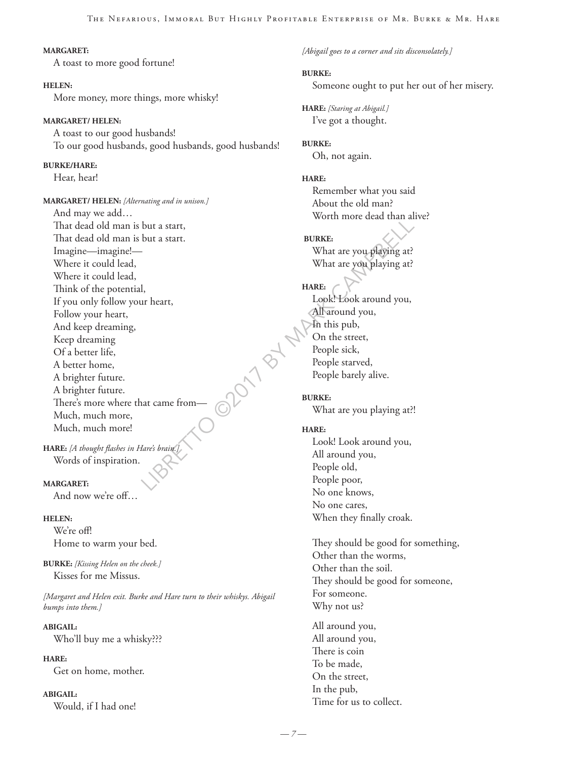**MARGARET:**
A toast to more good fortune!

**HELEN:**
More money, more things, more whisky!

**MARGARET/ HELEN:**
A toast to our good husbands!
To our good husbands, good husbands, good husbands!

**BURKE/HARE:**
Hear, hear!

**MARGARET/ HELEN:** *[Alternating and in unison.]*
And may we add…
That dead old man is but a start,
That dead old man is but a start.
Imagine—imagine!—
Where it could lead,
Where it could lead,
Think of the potential,
If you only follow your heart,
Follow your heart,
And keep dreaming,
Keep dreaming
Of a better life,
A better home,
A brighter future.
A brighter future.
There's more where that came from—
Much, much more,
Much, much more!

**HARE:** *[A thought flashes in Hare's brain.]*
Words of inspiration.

**MARGARET:**
And now we're off…

**HELEN:**
We're off!
Home to warm your bed.

**BURKE:** *[Kissing Helen on the cheek.]*
Kisses for me Missus.

*[Margaret and Helen exit. Burke and Hare turn to their whiskys. Abigail bumps into them.]*

**ABIGAIL:**
Who'll buy me a whisky???

**HARE:**
Get on home, mother.

**ABIGAIL:**
Would, if I had one!

*[Abigail goes to a corner and sits disconsolately.]*

**BURKE:**
Someone ought to put her out of her misery.

**HARE:** *[Staring at Abigail.]*
I've got a thought.

**BURKE:**
Oh, not again.

**HARE:**
Remember what you said
About the old man?
Worth more dead than alive?

**BURKE:**
What are you playing at?
What are you playing at?

**HARE:**
Look! Look around you,
All around you,
In this pub,
On the street,
People sick,
People starved,
People barely alive.

**BURKE:**
What are you playing at?!

**HARE:**
Look! Look around you,
All around you,
People old,
People poor,
No one knows,
No one cares,
When they finally croak.

They should be good for something,
Other than the worms,
Other than the soil.
They should be good for someone,
For someone.
Why not us?

All around you,
All around you,
There is coin
To be made,
On the street,
In the pub,
Time for us to collect.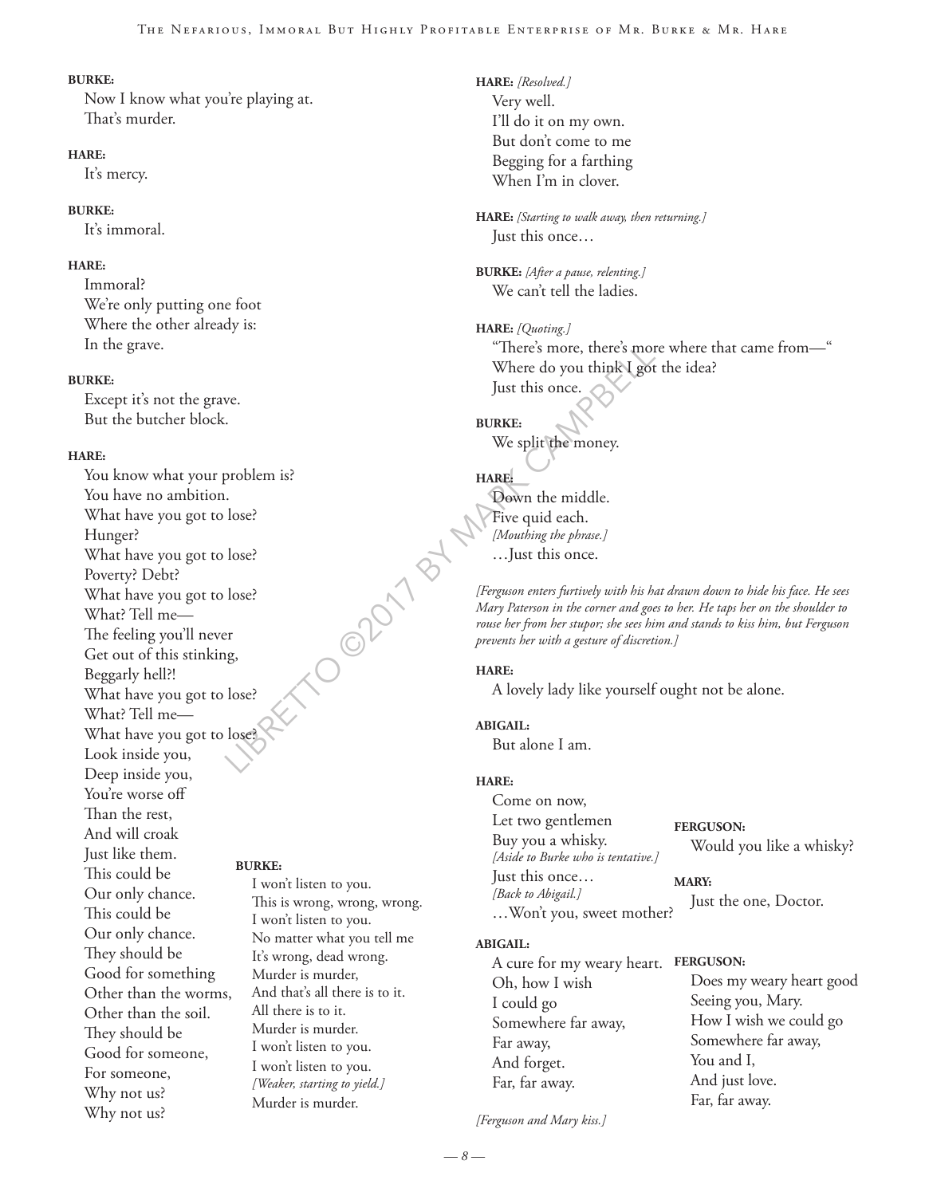**BURKE:**
Now I know what you're playing at.
That's murder.

**HARE:**
It's mercy.

**BURKE:**
It's immoral.

**HARE:**
Immoral?
We're only putting one foot
Where the other already is:
In the grave.

**BURKE:**
Except it's not the grave.
But the butcher block.

**HARE:**
You know what your problem is?
You have no ambition.
What have you got to lose?
Hunger?
What have you got to lose?
Poverty? Debt?
What have you got to lose?
What? Tell me—
The feeling you'll never
Get out of this stinking,
Beggarly hell?!
What have you got to lose?
What? Tell me—
What have you got to lose?
Look inside you,
Deep inside you,
You're worse off
Than the rest,
And will croak
Just like them.
This could be
Our only chance.
This could be
Our only chance.
They should be
Good for something
Other than the worms,
Other than the soil.
They should be
Good for someone,
For someone,
Why not us?
Why not us?

**BURKE:**
I won't listen to you.
This is wrong, wrong, wrong.
I won't listen to you.
No matter what you tell me
It's wrong, dead wrong.
Murder is murder,
And that's all there is to it.
All there is to it.
Murder is murder.
I won't listen to you.
I won't listen to you.
*[Weaker, starting to yield.]*
Murder is murder.

**HARE:** *[Resolved.]*
Very well.
I'll do it on my own.
But don't come to me
Begging for a farthing
When I'm in clover.

**HARE:** *[Starting to walk away, then returning.]*
Just this once…

**BURKE:** *[After a pause, relenting.]*
We can't tell the ladies.

**HARE:** *[Quoting.]*
"There's more, there's more where that came from—"
Where do you think I got the idea?
Just this once.

**BURKE:**
We split the money.

**HARE:**
Down the middle.
Five quid each.
*[Mouthing the phrase.]*
…Just this once.

*[Ferguson enters furtively with his hat drawn down to hide his face. He sees Mary Paterson in the corner and goes to her. He taps her on the shoulder to rouse her from her stupor; she sees him and stands to kiss him, but Ferguson prevents her with a gesture of discretion.]*

**HARE:**
A lovely lady like yourself ought not be alone.

**ABIGAIL:**
But alone I am.

**HARE:**
Come on now,
Let two gentlemen
Buy you a whisky.
*[Aside to Burke who is tentative.]*
Just this once…
*[Back to Abigail.]*
…Won't you, sweet mother?

**FERGUSON:**
Would you like a whisky?

**MARY:**
Just the one, Doctor.

**ABIGAIL:**
A cure for my weary heart.
Oh, how I wish
I could go
Somewhere far away,
Far away,
And forget.
Far, far away.

**FERGUSON:**
Does my weary heart good
Seeing you, Mary.
How I wish we could go
Somewhere far away,
You and I,
And just love.
Far, far away.

*[Ferguson and Mary kiss.]*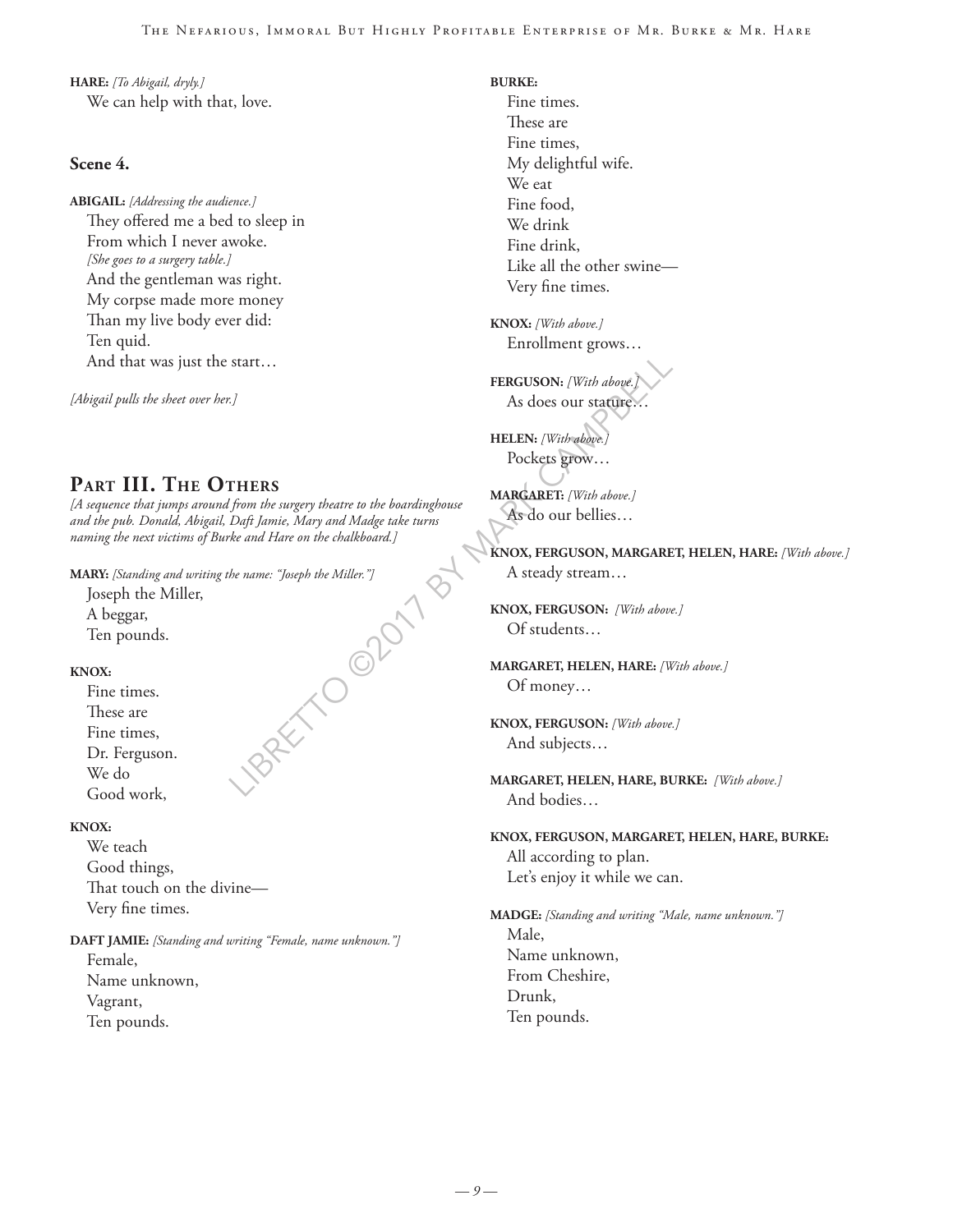**HARE:** *[To Abigail, dryly.]*
We can help with that, love.

### Scene 4.

**ABIGAIL:** *[Addressing the audience.]*
They offered me a bed to sleep in
From which I never awoke.
*[She goes to a surgery table.]*
And the gentleman was right.
My corpse made more money
Than my live body ever did:
Ten quid.
And that was just the start…

*[Abigail pulls the sheet over her.]*

## Part III. The Others

*[A sequence that jumps around from the surgery theatre to the boardinghouse and the pub. Donald, Abigail, Daft Jamie, Mary and Madge take turns naming the next victims of Burke and Hare on the chalkboard.]*

**MARY:** *[Standing and writing the name: "Joseph the Miller."]*
Joseph the Miller,
A beggar,
Ten pounds.

**KNOX:**
Fine times.
These are
Fine times,
Dr. Ferguson.
We do
Good work,

**KNOX:**
We teach
Good things,
That touch on the divine—
Very fine times.

**DAFT JAMIE:** *[Standing and writing "Female, name unknown."]*
Female,
Name unknown,
Vagrant,
Ten pounds.

**BURKE:**
Fine times.
These are
Fine times,
My delightful wife.
We eat
Fine food,
We drink
Fine drink,
Like all the other swine—
Very fine times.

**KNOX:** *[With above.]*
Enrollment grows…

**FERGUSON:** *[With above.]*
As does our stature…

**HELEN:** *[With above.]*
Pockets grow…

**MARGARET:** *[With above.]*
As do our bellies…

**KNOX, FERGUSON, MARGARET, HELEN, HARE:** *[With above.]*
A steady stream…

**KNOX, FERGUSON:** *[With above.]*
Of students…

**MARGARET, HELEN, HARE:** *[With above.]*
Of money…

**KNOX, FERGUSON:** *[With above.]*
And subjects…

**MARGARET, HELEN, HARE, BURKE:** *[With above.]*
And bodies…

**KNOX, FERGUSON, MARGARET, HELEN, HARE, BURKE:**
All according to plan.
Let's enjoy it while we can.

**MADGE:** *[Standing and writing "Male, name unknown."]*
Male,
Name unknown,
From Cheshire,
Drunk,
Ten pounds.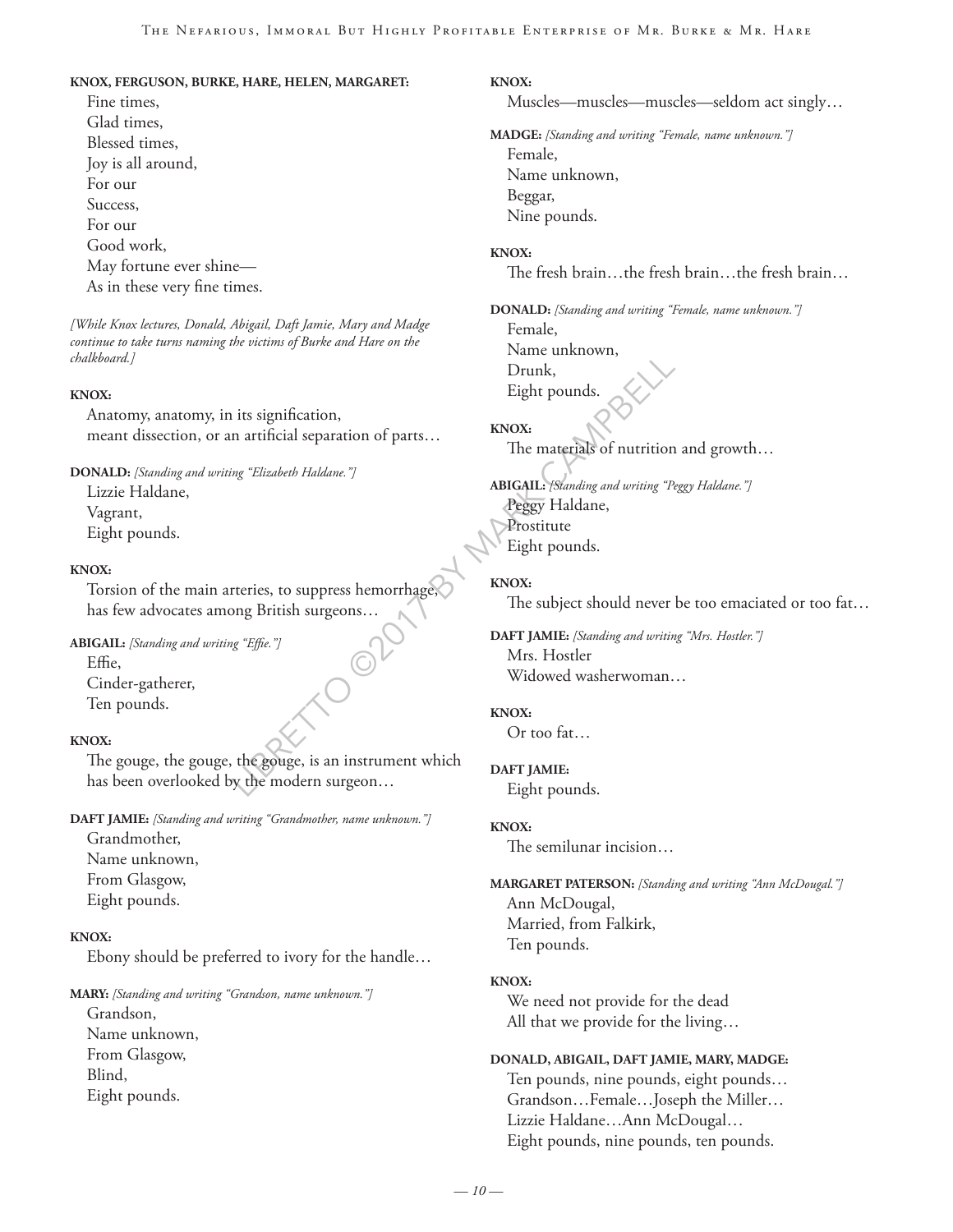**KNOX, FERGUSON, BURKE, HARE, HELEN, MARGARET:**

Fine times,
Glad times,
Blessed times,
Joy is all around,
For our
Success,
For our
Good work,
May fortune ever shine—
As in these very fine times.

*[While Knox lectures, Donald, Abigail, Daft Jamie, Mary and Madge continue to take turns naming the victims of Burke and Hare on the chalkboard.]*

**KNOX:**

Anatomy, anatomy, in its signification,
meant dissection, or an artificial separation of parts…

**DONALD:** *[Standing and writing "Elizabeth Haldane."]*

Lizzie Haldane,
Vagrant,
Eight pounds.

**KNOX:**

Torsion of the main arteries, to suppress hemorrhage,
has few advocates among British surgeons…

**ABIGAIL:** *[Standing and writing "Effie."]*

Effie,
Cinder-gatherer,
Ten pounds.

**KNOX:**

The gouge, the gouge, the gouge, is an instrument which
has been overlooked by the modern surgeon…

**DAFT JAMIE:** *[Standing and writing "Grandmother, name unknown."]*

Grandmother,
Name unknown,
From Glasgow,
Eight pounds.

**KNOX:**

Ebony should be preferred to ivory for the handle…

**MARY:** *[Standing and writing "Grandson, name unknown."]*

Grandson,
Name unknown,
From Glasgow,
Blind,
Eight pounds.

**KNOX:**

Muscles—muscles—muscles—seldom act singly…

**MADGE:** *[Standing and writing "Female, name unknown."]*

Female,
Name unknown,
Beggar,
Nine pounds.

**KNOX:**

The fresh brain…the fresh brain…the fresh brain…

**DONALD:** *[Standing and writing "Female, name unknown."]*

Female,
Name unknown,
Drunk,
Eight pounds.

**KNOX:**

The materials of nutrition and growth…

**ABIGAIL:** *[Standing and writing "Peggy Haldane."]*

Peggy Haldane,
Prostitute
Eight pounds.

**KNOX:**

The subject should never be too emaciated or too fat…

**DAFT JAMIE:** *[Standing and writing "Mrs. Hostler."]*

Mrs. Hostler
Widowed washerwoman…

**KNOX:**

Or too fat…

**DAFT JAMIE:**

Eight pounds.

**KNOX:**

The semilunar incision…

**MARGARET PATERSON:** *[Standing and writing "Ann McDougal."]*

Ann McDougal,
Married, from Falkirk,
Ten pounds.

**KNOX:**

We need not provide for the dead
All that we provide for the living…

**DONALD, ABIGAIL, DAFT JAMIE, MARY, MADGE:**

Ten pounds, nine pounds, eight pounds…
Grandson…Female…Joseph the Miller…
Lizzie Haldane…Ann McDougal…
Eight pounds, nine pounds, ten pounds.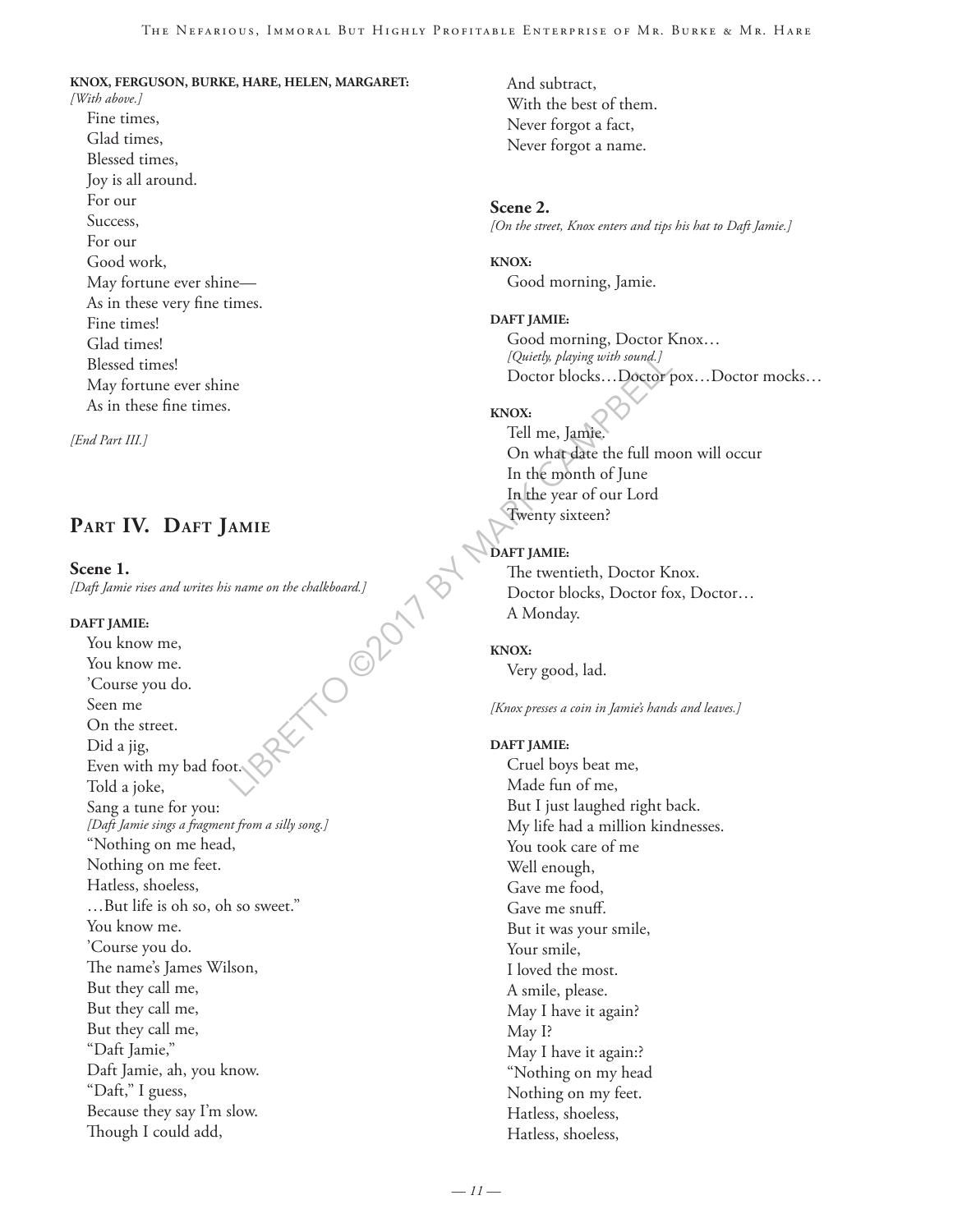**KNOX, FERGUSON, BURKE, HARE, HELEN, MARGARET:**
*[With above.]*

Fine times,
Glad times,
Blessed times,
Joy is all around.
For our
Success,
For our
Good work,
May fortune ever shine—
As in these very fine times.
Fine times!
Glad times!
Blessed times!
May fortune ever shine
As in these fine times.

*[End Part III.]*

## Part IV. Daft Jamie

### Scene 1.

*[Daft Jamie rises and writes his name on the chalkboard.]*

**DAFT JAMIE:**

You know me,
You know me.
'Course you do.
Seen me
On the street.
Did a jig,
Even with my bad foot.
Told a joke,
Sang a tune for you:
*[Daft Jamie sings a fragment from a silly song.]*
"Nothing on me head,
Nothing on me feet.
Hatless, shoeless,
…But life is oh so, oh so sweet."
You know me.
'Course you do.
The name's James Wilson,
But they call me,
But they call me,
But they call me,
"Daft Jamie,"
Daft Jamie, ah, you know.
"Daft," I guess,
Because they say I'm slow.
Though I could add,
And subtract,
With the best of them.
Never forgot a fact,
Never forgot a name.

### Scene 2.

*[On the street, Knox enters and tips his hat to Daft Jamie.]*

**KNOX:**

Good morning, Jamie.

**DAFT JAMIE:**

Good morning, Doctor Knox…
*[Quietly, playing with sound.]*
Doctor blocks…Doctor pox…Doctor mocks…

**KNOX:**

Tell me, Jamie.
On what date the full moon will occur
In the month of June
In the year of our Lord
Twenty sixteen?

**DAFT JAMIE:**

The twentieth, Doctor Knox.
Doctor blocks, Doctor fox, Doctor…
A Monday.

**KNOX:**

Very good, lad.

*[Knox presses a coin in Jamie's hands and leaves.]*

**DAFT JAMIE:**

Cruel boys beat me,
Made fun of me,
But I just laughed right back.
My life had a million kindnesses.
You took care of me
Well enough,
Gave me food,
Gave me snuff.
But it was your smile,
Your smile,
I loved the most.
A smile, please.
May I have it again?
May I?
May I have it again:?
"Nothing on my head
Nothing on my feet.
Hatless, shoeless,
Hatless, shoeless,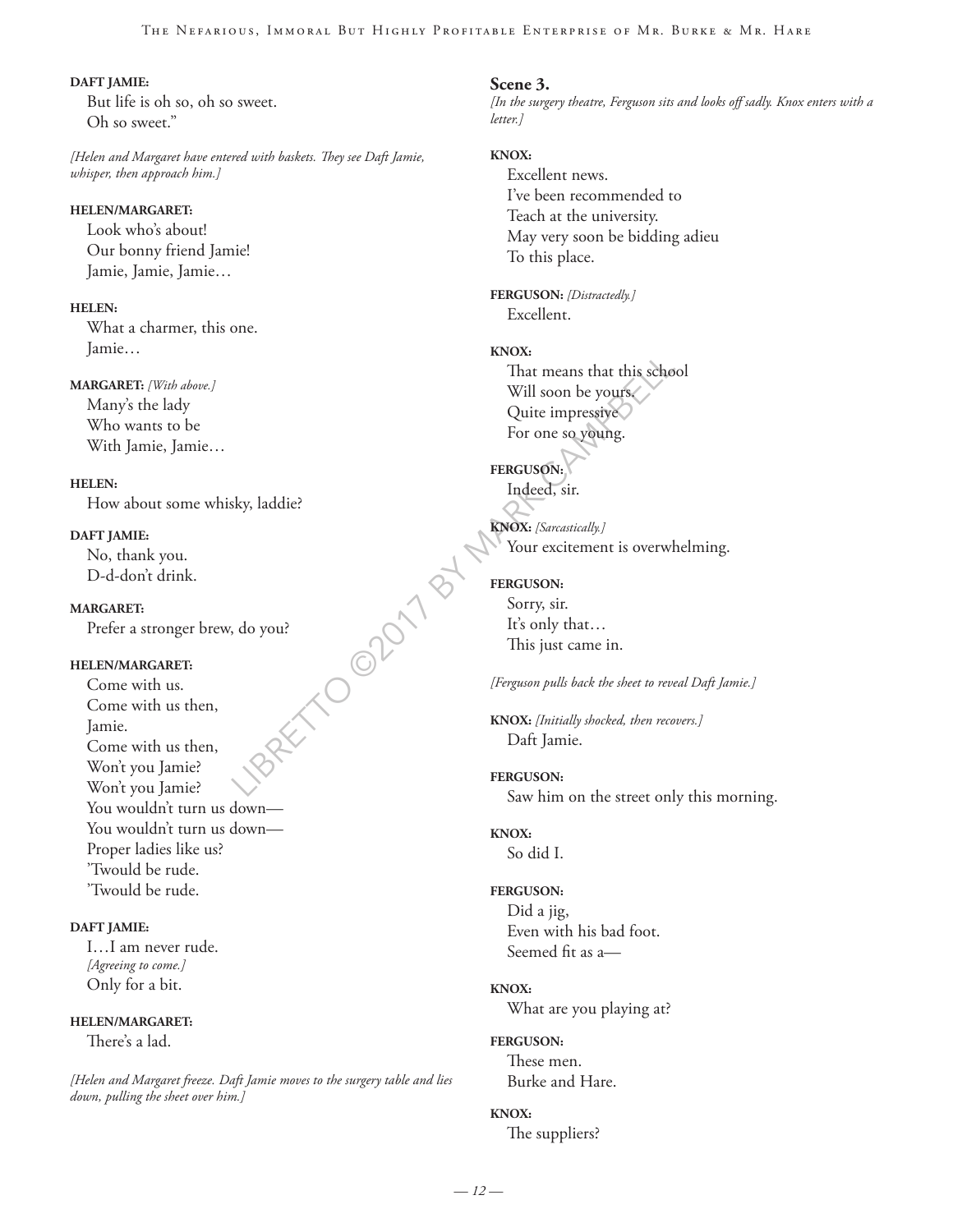**DAFT JAMIE:**
But life is oh so, oh so sweet.
Oh so sweet."

*[Helen and Margaret have entered with baskets. They see Daft Jamie, whisper, then approach him.]*

**HELEN/MARGARET:**
Look who's about!
Our bonny friend Jamie!
Jamie, Jamie, Jamie…

**HELEN:**
What a charmer, this one.
Jamie…

**MARGARET:** *[With above.]*
Many's the lady
Who wants to be
With Jamie, Jamie…

**HELEN:**
How about some whisky, laddie?

**DAFT JAMIE:**
No, thank you.
D-d-don't drink.

**MARGARET:**
Prefer a stronger brew, do you?

**HELEN/MARGARET:**
Come with us.
Come with us then,
Jamie.
Come with us then,
Won't you Jamie?
Won't you Jamie?
You wouldn't turn us down—
You wouldn't turn us down—
Proper ladies like us?
'Twould be rude.
'Twould be rude.

**DAFT JAMIE:**
I…I am never rude.
*[Agreeing to come.]*
Only for a bit.

**HELEN/MARGARET:**
There's a lad.

*[Helen and Margaret freeze. Daft Jamie moves to the surgery table and lies down, pulling the sheet over him.]*

**Scene 3.**
*[In the surgery theatre, Ferguson sits and looks off sadly. Knox enters with a letter.]*

**KNOX:**
Excellent news.
I've been recommended to
Teach at the university.
May very soon be bidding adieu
To this place.

**FERGUSON:** *[Distractedly.]*
Excellent.

**KNOX:**
That means that this school
Will soon be yours.
Quite impressive
For one so young.

**FERGUSON:**
Indeed, sir.

**KNOX:** *[Sarcastically.]*
Your excitement is overwhelming.

**FERGUSON:**
Sorry, sir.
It's only that…
This just came in.

*[Ferguson pulls back the sheet to reveal Daft Jamie.]*

**KNOX:** *[Initially shocked, then recovers.]*
Daft Jamie.

**FERGUSON:**
Saw him on the street only this morning.

**KNOX:**
So did I.

**FERGUSON:**
Did a jig,
Even with his bad foot.
Seemed fit as a—

**KNOX:**
What are you playing at?

**FERGUSON:**
These men.
Burke and Hare.

**KNOX:**
The suppliers?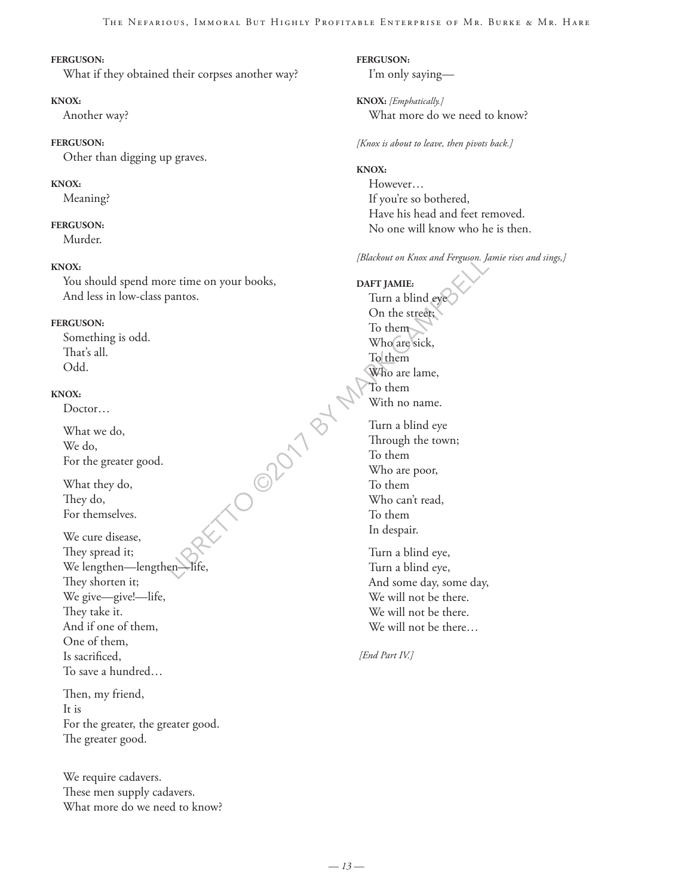**FERGUSON:**
What if they obtained their corpses another way?

**KNOX:**
Another way?

**FERGUSON:**
Other than digging up graves.

**KNOX:**
Meaning?

**FERGUSON:**
Murder.

**KNOX:**
You should spend more time on your books,
And less in low-class pantos.

**FERGUSON:**
Something is odd.
That's all.
Odd.

**KNOX:**
Doctor…

What we do,
We do,
For the greater good.

What they do,
They do,
For themselves.

We cure disease,
They spread it;
We lengthen—lengthen—life,
They shorten it;
We give—give!—life,
They take it.
And if one of them,
One of them,
Is sacrificed,
To save a hundred…

Then, my friend,
It is
For the greater, the greater good.
The greater good.

We require cadavers.
These men supply cadavers.
What more do we need to know?

**FERGUSON:**
I'm only saying—

**KNOX:** *[Emphatically.]*
What more do we need to know?

*[Knox is about to leave, then pivots back.]*

**KNOX:**
However…
If you're so bothered,
Have his head and feet removed.
No one will know who he is then.

*[Blackout on Knox and Ferguson. Jamie rises and sings,]*

**DAFT JAMIE:**
Turn a blind eye
On the street;
To them
Who are sick,
To them
Who are lame,
To them
With no name.

Turn a blind eye
Through the town;
To them
Who are poor,
To them
Who can't read,
To them
In despair.

Turn a blind eye,
Turn a blind eye,
And some day, some day,
We will not be there.
We will not be there.
We will not be there…

*[End Part IV.]*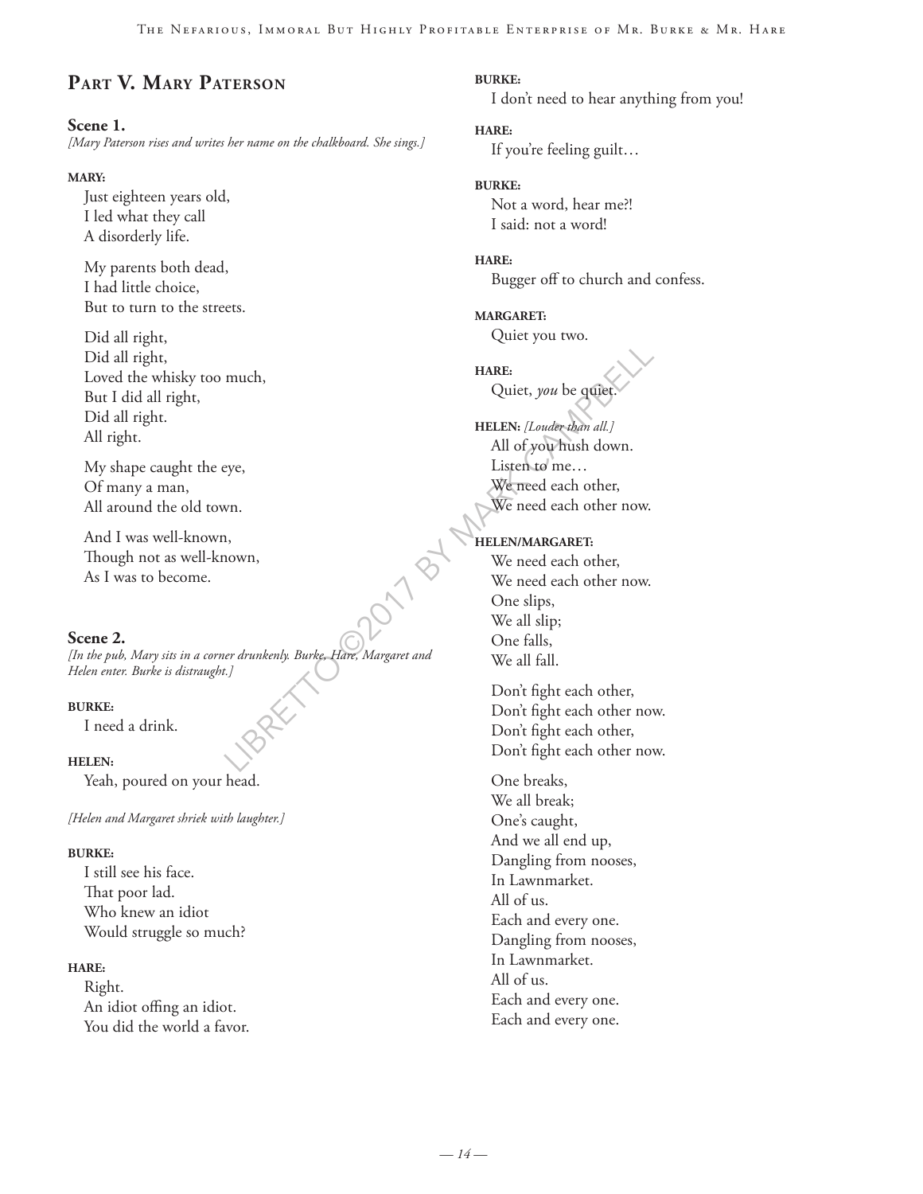## Part V. Mary Paterson

### Scene 1.

*[Mary Paterson rises and writes her name on the chalkboard. She sings.]*

**MARY:**

Just eighteen years old,
I led what they call
A disorderly life.

My parents both dead,
I had little choice,
But to turn to the streets.

Did all right,
Did all right,
Loved the whisky too much,
But I did all right,
Did all right.
All right.

My shape caught the eye,
Of many a man,
All around the old town.

And I was well-known,
Though not as well-known,
As I was to become.

### Scene 2.

*[In the pub, Mary sits in a corner drunkenly. Burke, Hare, Margaret and Helen enter. Burke is distraught.]*

**BURKE:**

I need a drink.

**HELEN:**

Yeah, poured on your head.

*[Helen and Margaret shriek with laughter.]*

**BURKE:**

I still see his face.
That poor lad.
Who knew an idiot
Would struggle so much?

**HARE:**

Right.
An idiot offing an idiot.
You did the world a favor.

**BURKE:**

I don't need to hear anything from you!

**HARE:**

If you're feeling guilt…

**BURKE:**

Not a word, hear me?!
I said: not a word!

**HARE:**

Bugger off to church and confess.

**MARGARET:**

Quiet you two.

**HARE:**

Quiet, *you* be quiet.

**HELEN:** *[Louder than all.]*

All of you hush down.
Listen to me…
We need each other,
We need each other now.

**HELEN/MARGARET:**

We need each other,
We need each other now.
One slips,
We all slip;
One falls,
We all fall.

Don't fight each other,
Don't fight each other now.
Don't fight each other,
Don't fight each other now.

One breaks,
We all break;
One's caught,
And we all end up,
Dangling from nooses,
In Lawnmarket.
All of us.
Each and every one.
Dangling from nooses,
In Lawnmarket.
All of us.
Each and every one.
Each and every one.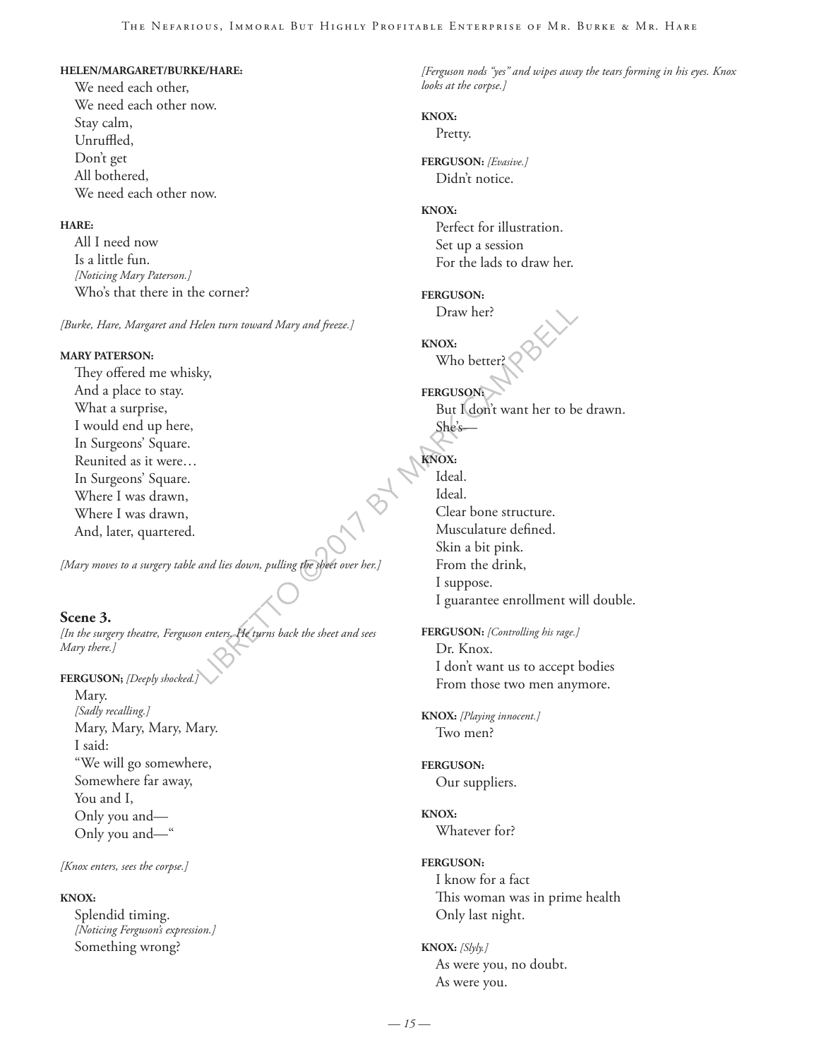**HELEN/MARGARET/BURKE/HARE:**

We need each other,
We need each other now.
Stay calm,
Unruffled,
Don't get
All bothered,
We need each other now.

**HARE:**

All I need now
Is a little fun.
*[Noticing Mary Paterson.]*
Who's that there in the corner?

*[Burke, Hare, Margaret and Helen turn toward Mary and freeze.]*

**MARY PATERSON:**

They offered me whisky,
And a place to stay.
What a surprise,
I would end up here,
In Surgeons' Square.
Reunited as it were…
In Surgeons' Square.
Where I was drawn,
Where I was drawn,
And, later, quartered.

*[Mary moves to a surgery table and lies down, pulling the sheet over her.]*

### Scene 3.

*[In the surgery theatre, Ferguson enters. He turns back the sheet and sees Mary there.]*

**FERGUSON;** *[Deeply shocked.]*

Mary.
*[Sadly recalling.]*
Mary, Mary, Mary, Mary.
I said:
"We will go somewhere,
Somewhere far away,
You and I,
Only you and—
Only you and—"

*[Knox enters, sees the corpse.]*

**KNOX:**

Splendid timing.
*[Noticing Ferguson's expression.]*
Something wrong?

*[Ferguson nods "yes" and wipes away the tears forming in his eyes. Knox looks at the corpse.]*

**KNOX:**

Pretty.

**FERGUSON:** *[Evasive.]*

Didn't notice.

**KNOX:**

Perfect for illustration.
Set up a session
For the lads to draw her.

**FERGUSON:**

Draw her?

**KNOX:**

Who better?

**FERGUSON:**

But I don't want her to be drawn.
She's—

**KNOX:**

Ideal.
Ideal.
Clear bone structure.
Musculature defined.
Skin a bit pink.
From the drink,
I suppose.
I guarantee enrollment will double.

**FERGUSON:** *[Controlling his rage.]*

Dr. Knox.
I don't want us to accept bodies
From those two men anymore.

**KNOX:** *[Playing innocent.]*

Two men?

**FERGUSON:**

Our suppliers.

**KNOX:**

Whatever for?

**FERGUSON:**

I know for a fact
This woman was in prime health
Only last night.

**KNOX:** *[Slyly.]*

As were you, no doubt.
As were you.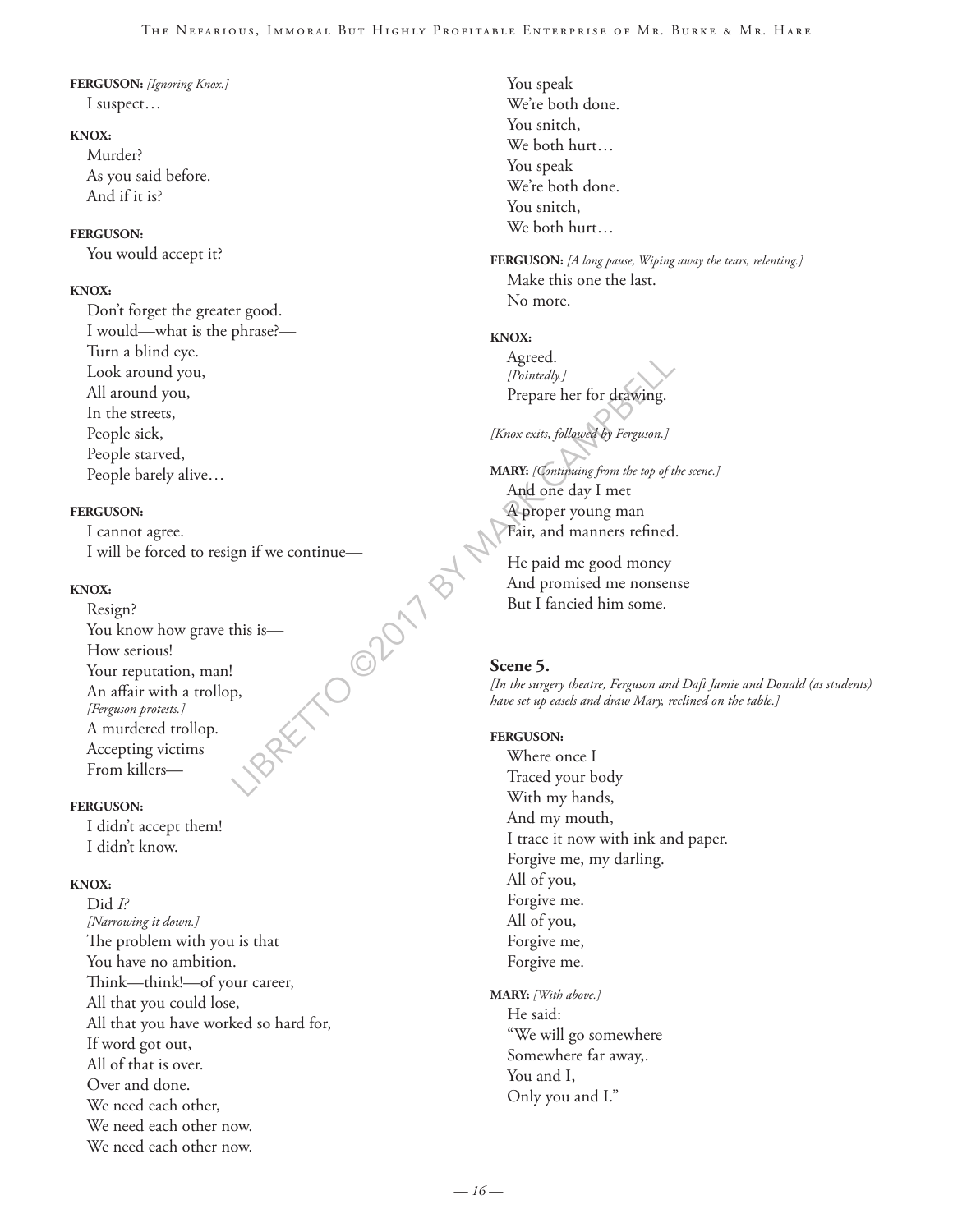**FERGUSON:** *[Ignoring Knox.]*
I suspect…

**KNOX:**
Murder?
As you said before.
And if it is?

**FERGUSON:**
You would accept it?

**KNOX:**
Don't forget the greater good.
I would—what is the phrase?—
Turn a blind eye.
Look around you,
All around you,
In the streets,
People sick,
People starved,
People barely alive…

**FERGUSON:**
I cannot agree.
I will be forced to resign if we continue—

**KNOX:**
Resign?
You know how grave this is—
How serious!
Your reputation, man!
An affair with a trollop,
*[Ferguson protests.]*
A murdered trollop.
Accepting victims
From killers—

**FERGUSON:**
I didn't accept them!
I didn't know.

**KNOX:**
Did *I?*
*[Narrowing it down.]*
The problem with you is that
You have no ambition.
Think—think!—of your career,
All that you could lose,
All that you have worked so hard for,
If word got out,
All of that is over.
Over and done.
We need each other,
We need each other now.
We need each other now.
You speak
We're both done.
You snitch,
We both hurt…
You speak
We're both done.
You snitch,
We both hurt…

**FERGUSON:** *[A long pause, Wiping away the tears, relenting.]*
Make this one the last.
No more.

**KNOX:**
Agreed.
*[Pointedly.]*
Prepare her for drawing.

*[Knox exits, followed by Ferguson.]*

**MARY:** *[Continuing from the top of the scene.]*
And one day I met
A proper young man
Fair, and manners refined.

He paid me good money
And promised me nonsense
But I fancied him some.

### Scene 5.

*[In the surgery theatre, Ferguson and Daft Jamie and Donald (as students) have set up easels and draw Mary, reclined on the table.]*

**FERGUSON:**
Where once I
Traced your body
With my hands,
And my mouth,
I trace it now with ink and paper.
Forgive me, my darling.
All of you,
Forgive me.
All of you,
Forgive me,
Forgive me.

**MARY:** *[With above.]*
He said:
"We will go somewhere
Somewhere far away,.
You and I,
Only you and I."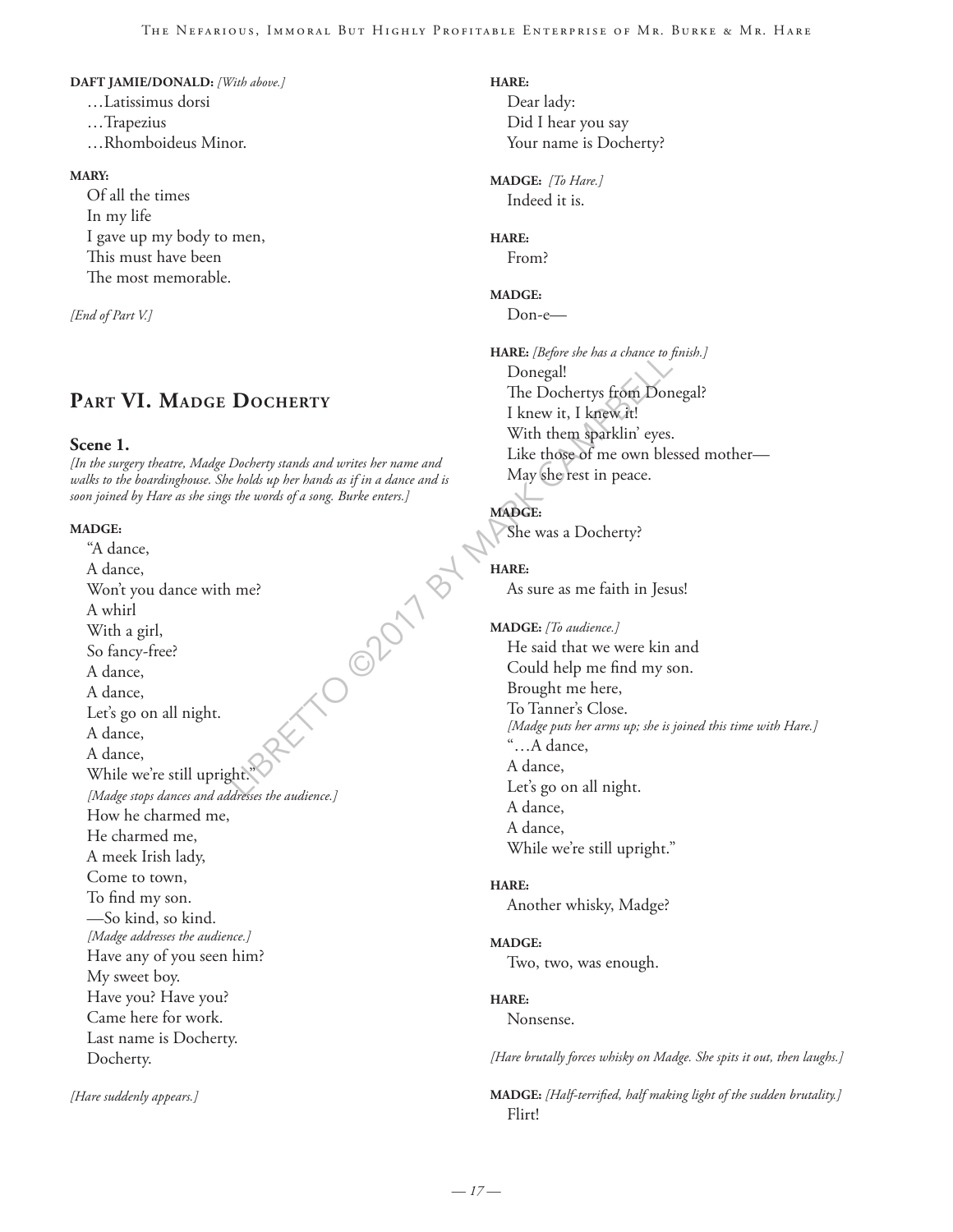**DAFT JAMIE/DONALD:** *[With above.]*
…Latissimus dorsi
…Trapezius
…Rhomboideus Minor.

**MARY:**
Of all the times
In my life
I gave up my body to men,
This must have been
The most memorable.

*[End of Part V.]*

## Part VI. Madge Docherty

### Scene 1.

*[In the surgery theatre, Madge Docherty stands and writes her name and walks to the boardinghouse. She holds up her hands as if in a dance and is soon joined by Hare as she sings the words of a song. Burke enters.]*

**MADGE:**
"A dance,
A dance,
Won't you dance with me?
A whirl
With a girl,
So fancy-free?
A dance,
A dance,
Let's go on all night.
A dance,
A dance,
While we're still upright."
*[Madge stops dances and addresses the audience.]*
How he charmed me,
He charmed me,
A meek Irish lady,
Come to town,
To find my son.
—So kind, so kind.
*[Madge addresses the audience.]*
Have any of you seen him?
My sweet boy.
Have you? Have you?
Came here for work.
Last name is Docherty.
Docherty.

*[Hare suddenly appears.]*

**HARE:**
Dear lady:
Did I hear you say
Your name is Docherty?

**MADGE:** *[To Hare.]*
Indeed it is.

**HARE:**
From?

**MADGE:**
Don-e—

**HARE:** *[Before she has a chance to finish.]*
Donegal!
The Dochertys from Donegal?
I knew it, I knew it!
With them sparklin' eyes.
Like those of me own blessed mother—
May she rest in peace.

**MADGE:**
She was a Docherty?

**HARE:**
As sure as me faith in Jesus!

**MADGE:** *[To audience.]*
He said that we were kin and
Could help me find my son.
Brought me here,
To Tanner's Close.
*[Madge puts her arms up; she is joined this time with Hare.]*
"…A dance,
A dance,
Let's go on all night.
A dance,
A dance,
While we're still upright."

**HARE:**
Another whisky, Madge?

**MADGE:**
Two, two, was enough.

**HARE:**
Nonsense.

*[Hare brutally forces whisky on Madge. She spits it out, then laughs.]*

**MADGE:** *[Half-terrified, half making light of the sudden brutality.]*
Flirt!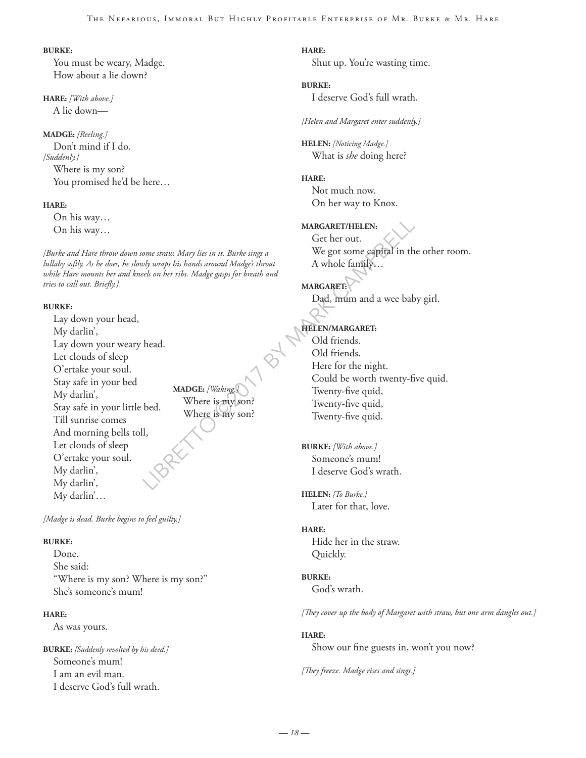**BURKE:**
You must be weary, Madge.
How about a lie down?

**HARE:** *[With above.]*
A lie down—

**MADGE:** *[Reeling.]*
Don't mind if I do.
*[Suddenly.]*
Where is my son?
You promised he'd be here…

**HARE:**
On his way…
On his way…

*[Burke and Hare throw down some straw. Mary lies in it. Burke sings a lullaby softly. As he does, he slowly wraps his hands around Madge's throat while Hare mounts her and kneels on her ribs. Madge gasps for breath and tries to call out. Briefly.]*

**BURKE:**
Lay down your head,
My darlin',
Lay down your weary head.
Let clouds of sleep
O'ertake your soul.
Stay safe in your bed
My darlin',
Stay safe in your little bed.
Till sunrise comes
And morning bells toll,
Let clouds of sleep
O'ertake your soul.
My darlin',
My darlin',
My darlin'…

**MADGE:** *[Waking.]*
Where is my son?
Where is my son?

*[Madge is dead. Burke begins to feel guilty.]*

**BURKE:**
Done.
She said:
"Where is my son? Where is my son?"
She's someone's mum!

**HARE:**
As was yours.

**BURKE:** *[Suddenly revolted by his deed.]*
Someone's mum!
I am an evil man.
I deserve God's full wrath.

**HARE:**
Shut up. You're wasting time.

**BURKE:**
I deserve God's full wrath.

*[Helen and Margaret enter suddenly.]*

**HELEN:** *[Noticing Madge.]*
What is *she* doing here?

**HARE:**
Not much now.
On her way to Knox.

**MARGARET/HELEN:**
Get her out.
We got some capital in the other room.
A whole family…

**MARGARET:**
Dad, mum and a wee baby girl.

**HELEN/MARGARET:**
Old friends.
Old friends.
Here for the night.
Could be worth twenty-five quid.
Twenty-five quid,
Twenty-five quid,
Twenty-five quid.

**BURKE:** *[With above.]*
Someone's mum!
I deserve God's wrath.

**HELEN:** *[To Burke.]*
Later for that, love.

**HARE:**
Hide her in the straw.
Quickly.

**BURKE:**
God's wrath.

*[They cover up the body of Margaret with straw, but one arm dangles out.]*

**HARE:**
Show our fine guests in, won't you now?

*[They freeze. Madge rises and sings.]*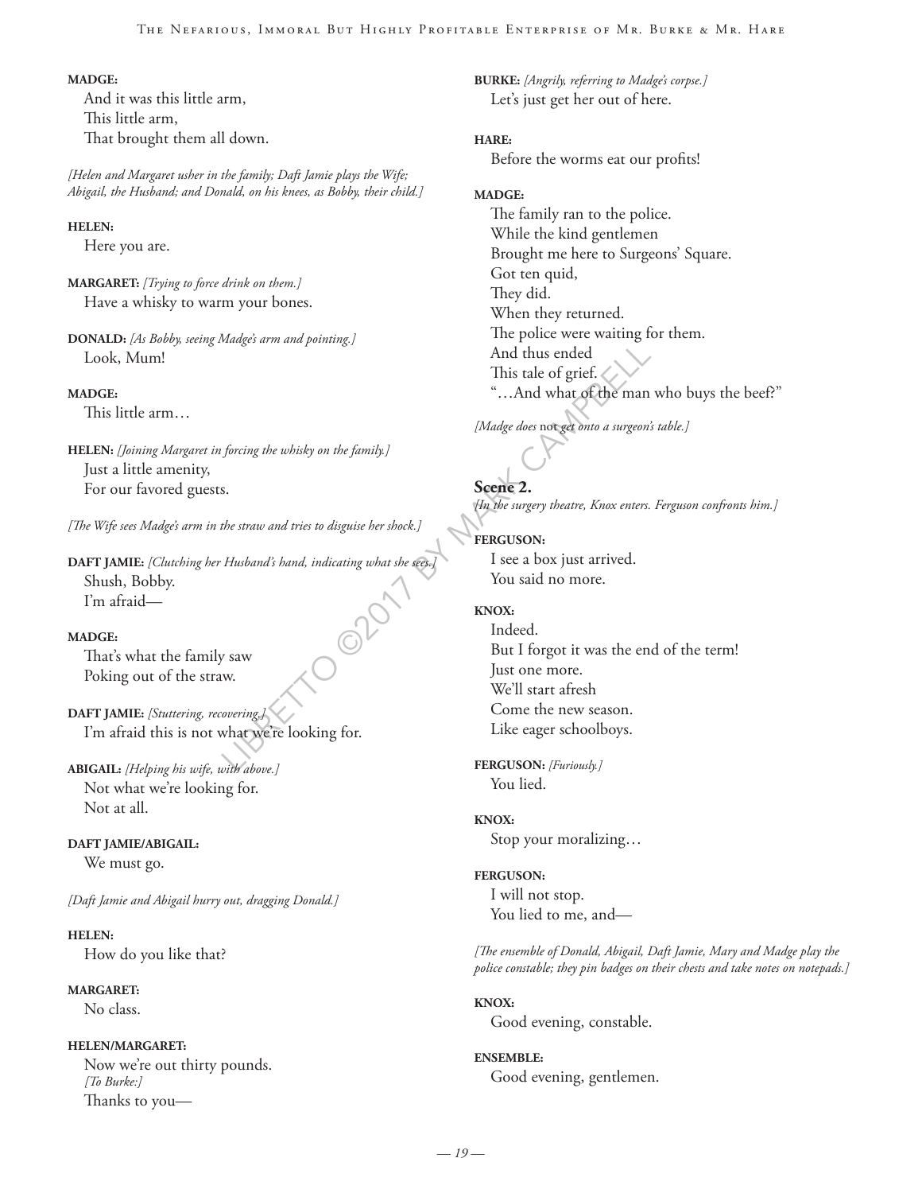**MADGE:**
And it was this little arm,
This little arm,
That brought them all down.

*[Helen and Margaret usher in the family; Daft Jamie plays the Wife; Abigail, the Husband; and Donald, on his knees, as Bobby, their child.]*

**HELEN:**
Here you are.

**MARGARET:** *[Trying to force drink on them.]*
Have a whisky to warm your bones.

**DONALD:** *[As Bobby, seeing Madge's arm and pointing.]*
Look, Mum!

**MADGE:**
This little arm…

**HELEN:** *[Joining Margaret in forcing the whisky on the family.]*
Just a little amenity,
For our favored guests.

*[The Wife sees Madge's arm in the straw and tries to disguise her shock.]*

**DAFT JAMIE:** *[Clutching her Husband's hand, indicating what she sees.]*
Shush, Bobby.
I'm afraid—

**MADGE:**
That's what the family saw
Poking out of the straw.

**DAFT JAMIE:** *[Stuttering, recovering.]*
I'm afraid this is not what we're looking for.

**ABIGAIL:** *[Helping his wife, with above.]*
Not what we're looking for.
Not at all.

**DAFT JAMIE/ABIGAIL:**
We must go.

*[Daft Jamie and Abigail hurry out, dragging Donald.]*

**HELEN:**
How do you like that?

**MARGARET:**
No class.

**HELEN/MARGARET:**
Now we're out thirty pounds.
*[To Burke:]*
Thanks to you—

**BURKE:** *[Angrily, referring to Madge's corpse.]*
Let's just get her out of here.

**HARE:**
Before the worms eat our profits!

**MADGE:**
The family ran to the police.
While the kind gentlemen
Brought me here to Surgeons' Square.
Got ten quid,
They did.
When they returned.
The police were waiting for them.
And thus ended
This tale of grief.
"…And what of the man who buys the beef?"

*[Madge does* not *get onto a surgeon's table.]*

**Scene 2.**
*[In the surgery theatre, Knox enters. Ferguson confronts him.]*

**FERGUSON:**
I see a box just arrived.
You said no more.

**KNOX:**
Indeed.
But I forgot it was the end of the term!
Just one more.
We'll start afresh
Come the new season.
Like eager schoolboys.

**FERGUSON:** *[Furiously.]*
You lied.

**KNOX:**
Stop your moralizing…

**FERGUSON:**
I will not stop.
You lied to me, and—

*[The ensemble of Donald, Abigail, Daft Jamie, Mary and Madge play the police constable; they pin badges on their chests and take notes on notepads.]*

**KNOX:**
Good evening, constable.

**ENSEMBLE:**
Good evening, gentlemen.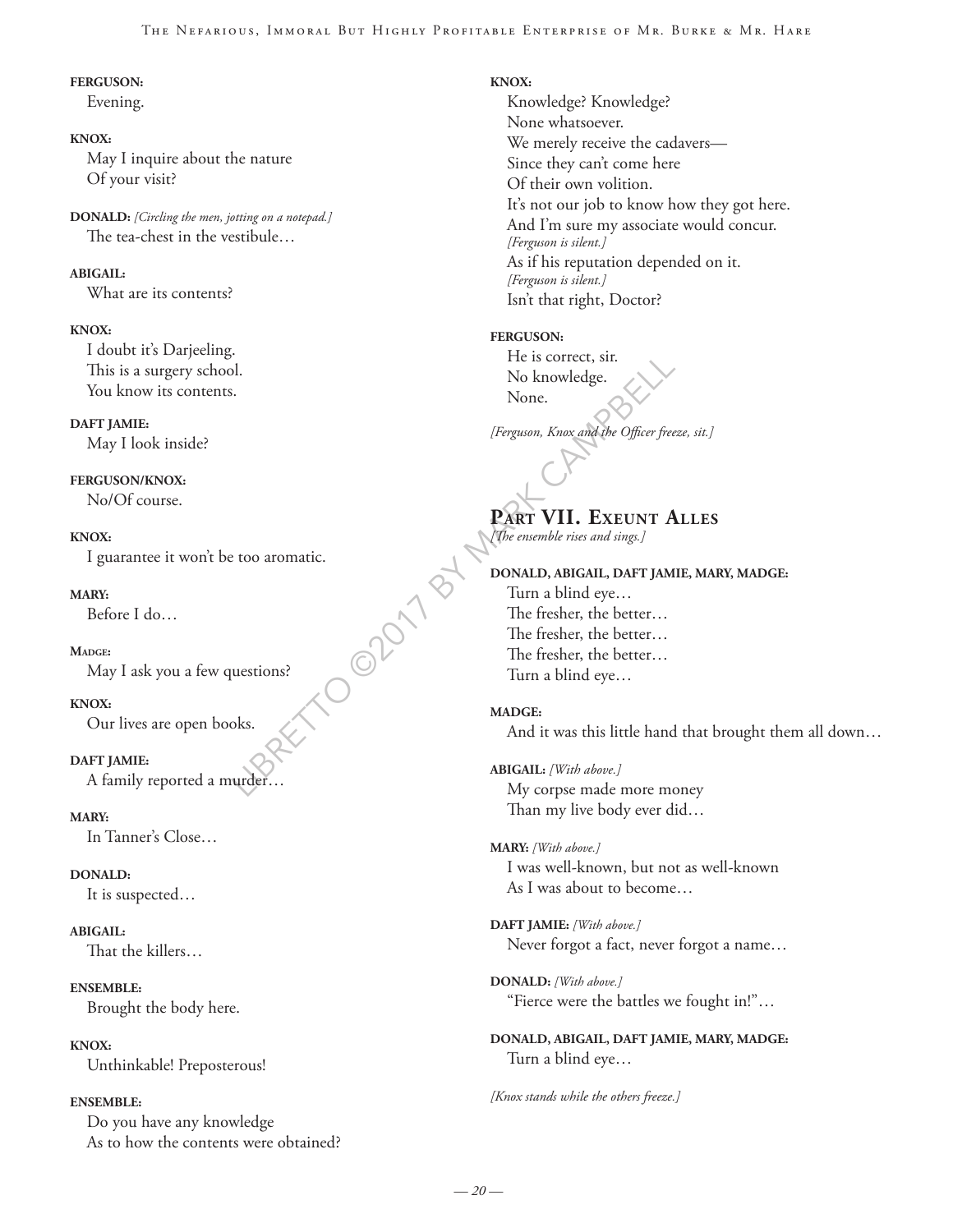**FERGUSON:**
Evening.

**KNOX:**
May I inquire about the nature
Of your visit?

**DONALD:** *[Circling the men, jotting on a notepad.]*
The tea-chest in the vestibule…

**ABIGAIL:**
What are its contents?

**KNOX:**
I doubt it's Darjeeling.
This is a surgery school.
You know its contents.

**DAFT JAMIE:**
May I look inside?

**FERGUSON/KNOX:**
No/Of course.

**KNOX:**
I guarantee it won't be too aromatic.

**MARY:**
Before I do…

**MADGE:**
May I ask you a few questions?

**KNOX:**
Our lives are open books.

**DAFT JAMIE:**
A family reported a murder…

**MARY:**
In Tanner's Close…

**DONALD:**
It is suspected…

**ABIGAIL:**
That the killers…

**ENSEMBLE:**
Brought the body here.

**KNOX:**
Unthinkable! Preposterous!

**ENSEMBLE:**
Do you have any knowledge
As to how the contents were obtained?

**KNOX:**
Knowledge? Knowledge?
None whatsoever.
We merely receive the cadavers—
Since they can't come here
Of their own volition.
It's not our job to know how they got here.
And I'm sure my associate would concur.
*[Ferguson is silent.]*
As if his reputation depended on it.
*[Ferguson is silent.]*
Isn't that right, Doctor?

**FERGUSON:**
He is correct, sir.
No knowledge.
None.

*[Ferguson, Knox and the Officer freeze, sit.]*

## Part VII. Exeunt Alles

*[The ensemble rises and sings.]*

**DONALD, ABIGAIL, DAFT JAMIE, MARY, MADGE:**
Turn a blind eye…
The fresher, the better…
The fresher, the better…
The fresher, the better…
Turn a blind eye…

**MADGE:**
And it was this little hand that brought them all down…

**ABIGAIL:** *[With above.]*
My corpse made more money
Than my live body ever did…

**MARY:** *[With above.]*
I was well-known, but not as well-known
As I was about to become…

**DAFT JAMIE:** *[With above.]*
Never forgot a fact, never forgot a name…

**DONALD:** *[With above.]*
"Fierce were the battles we fought in!"…

**DONALD, ABIGAIL, DAFT JAMIE, MARY, MADGE:**
Turn a blind eye…

*[Knox stands while the others freeze.]*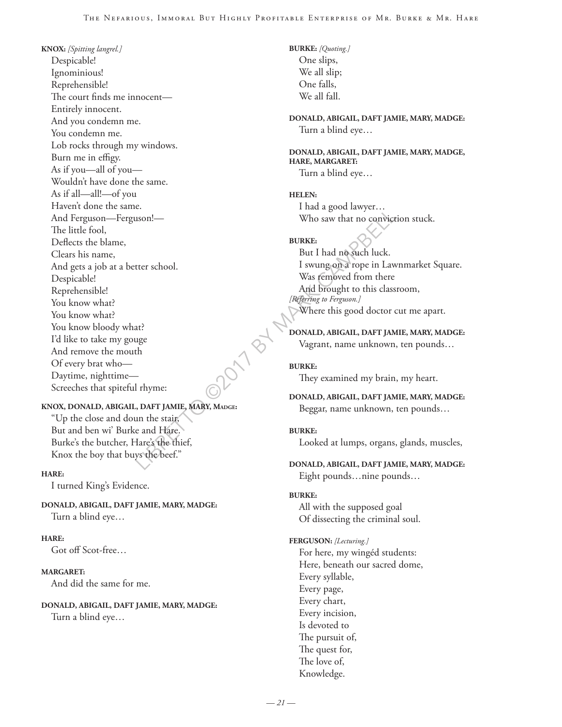**KNOX:** *[Spitting langrel.]*
Despicable!
Ignominious!
Reprehensible!
The court finds me innocent—
Entirely innocent.
And you condemn me.
You condemn me.
Lob rocks through my windows.
Burn me in effigy.
As if you—all of you—
Wouldn't have done the same.
As if all—all!—of you
Haven't done the same.
And Ferguson—Ferguson!—
The little fool,
Deflects the blame,
Clears his name,
And gets a job at a better school.
Despicable!
Reprehensible!
You know what?
You know what?
You know bloody what?
I'd like to take my gouge
And remove the mouth
Of every brat who—
Daytime, nighttime—
Screeches that spiteful rhyme:

**KNOX, DONALD, ABIGAIL, DAFT JAMIE, MARY, MADGE:**
"Up the close and doun the stair,
But and ben wi' Burke and Hare.
Burke's the butcher, Hare's the thief,
Knox the boy that buys the beef."

**HARE:**
I turned King's Evidence.

**DONALD, ABIGAIL, DAFT JAMIE, MARY, MADGE:**
Turn a blind eye…

**HARE:**
Got off Scot-free…

**MARGARET:**
And did the same for me.

**DONALD, ABIGAIL, DAFT JAMIE, MARY, MADGE:**
Turn a blind eye…

**BURKE:** *[Quoting.]*
One slips,
We all slip;
One falls,
We all fall.

**DONALD, ABIGAIL, DAFT JAMIE, MARY, MADGE:**
Turn a blind eye…

**DONALD, ABIGAIL, DAFT JAMIE, MARY, MADGE, HARE, MARGARET:**
Turn a blind eye…

**HELEN:**
I had a good lawyer…
Who saw that no conviction stuck.

**BURKE:**
But I had no such luck.
I swung on a rope in Lawnmarket Square.
Was removed from there
And brought to this classroom,
*[Referring to Ferguson.]*
Where this good doctor cut me apart.

**DONALD, ABIGAIL, DAFT JAMIE, MARY, MADGE:**
Vagrant, name unknown, ten pounds…

**BURKE:**
They examined my brain, my heart.

**DONALD, ABIGAIL, DAFT JAMIE, MARY, MADGE:**
Beggar, name unknown, ten pounds…

**BURKE:**
Looked at lumps, organs, glands, muscles,

**DONALD, ABIGAIL, DAFT JAMIE, MARY, MADGE:**
Eight pounds…nine pounds…

**BURKE:**
All with the supposed goal
Of dissecting the criminal soul.

**FERGUSON:** *[Lecturing.]*
For here, my wingéd students:
Here, beneath our sacred dome,
Every syllable,
Every page,
Every chart,
Every incision,
Is devoted to
The pursuit of,
The quest for,
The love of,
Knowledge.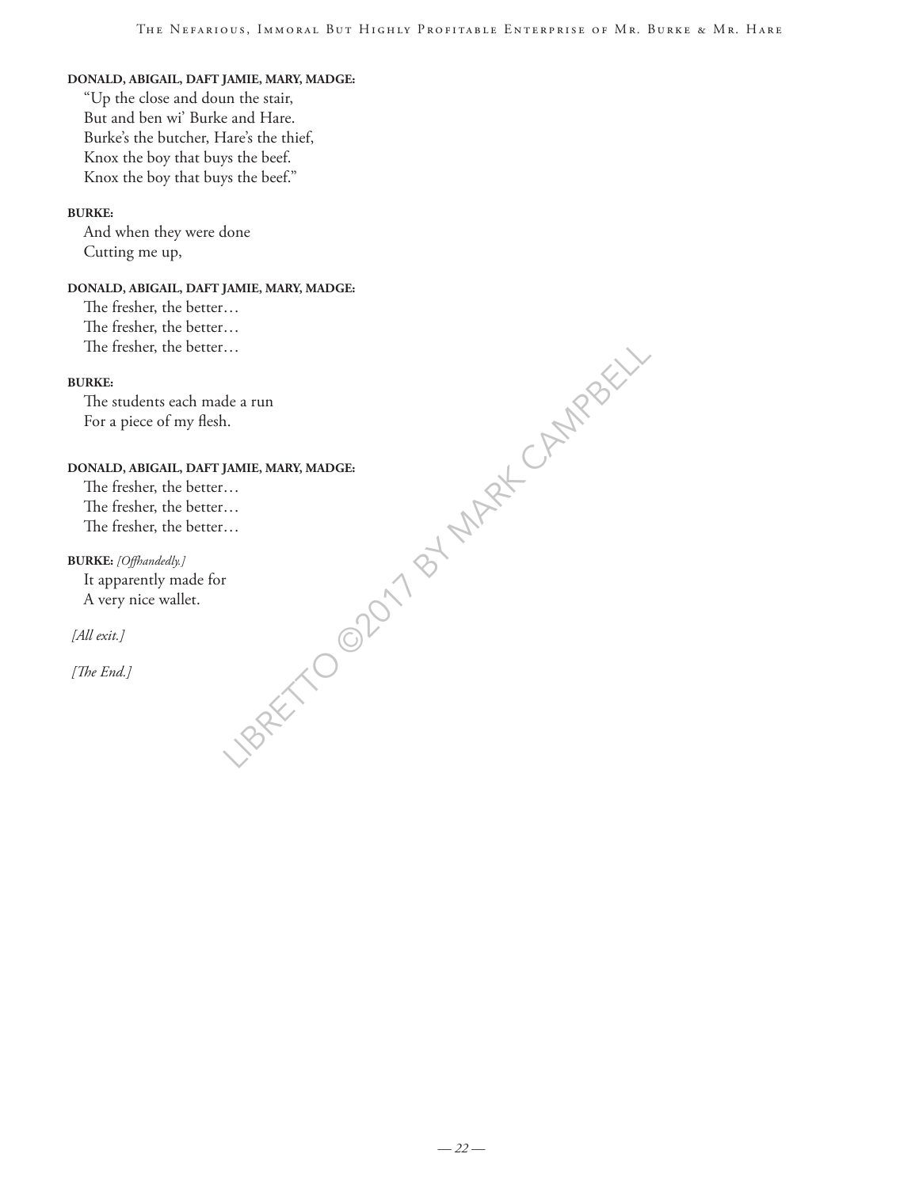**DONALD, ABIGAIL, DAFT JAMIE, MARY, MADGE:**

"Up the close and doun the stair,
But and ben wi' Burke and Hare.
Burke's the butcher, Hare's the thief,
Knox the boy that buys the beef.
Knox the boy that buys the beef."

**BURKE:**

And when they were done
Cutting me up,

**DONALD, ABIGAIL, DAFT JAMIE, MARY, MADGE:**

The fresher, the better…
The fresher, the better…
The fresher, the better…

**BURKE:**

The students each made a run
For a piece of my flesh.

**DONALD, ABIGAIL, DAFT JAMIE, MARY, MADGE:**

The fresher, the better…
The fresher, the better…
The fresher, the better…

**BURKE:** *[Offhandedly.]*

It apparently made for
A very nice wallet.

*[All exit.]*

*[The End.]*